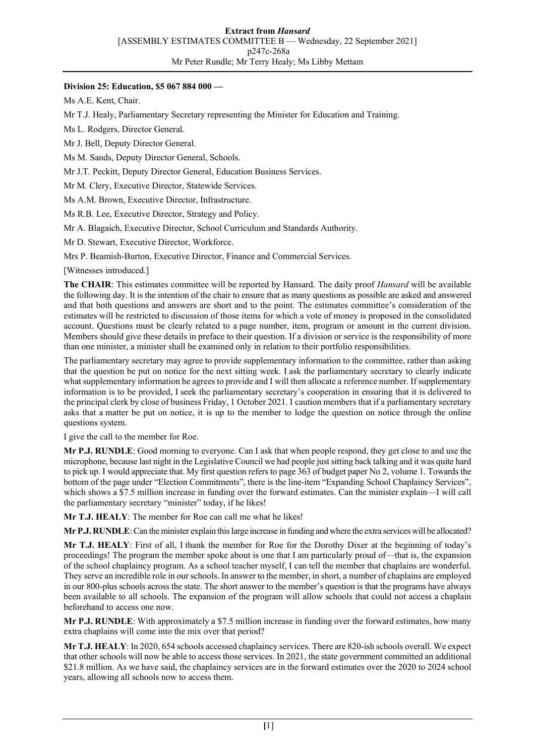**Division 25: Education, $5 067 884 000 —**

Ms A.E. Kent, Chair.

Mr T.J. Healy, Parliamentary Secretary representing the Minister for Education and Training.

Ms L. Rodgers, Director General.

Mr J. Bell, Deputy Director General.

Ms M. Sands, Deputy Director General, Schools.

Mr J.T. Peckitt, Deputy Director General, Education Business Services.

Mr M. Clery, Executive Director, Statewide Services.

Ms A.M. Brown, Executive Director, Infrastructure.

Ms R.B. Lee, Executive Director, Strategy and Policy.

Mr A. Blagaich, Executive Director, School Curriculum and Standards Authority.

Mr D. Stewart, Executive Director, Workforce.

Mrs P. Beamish-Burton, Executive Director, Finance and Commercial Services.

[Witnesses introduced.]

**The CHAIR**: This estimates committee will be reported by Hansard. The daily proof *Hansard* will be available the following day. It is the intention of the chair to ensure that as many questions as possible are asked and answered and that both questions and answers are short and to the point. The estimates committee's consideration of the estimates will be restricted to discussion of those items for which a vote of money is proposed in the consolidated account. Questions must be clearly related to a page number, item, program or amount in the current division. Members should give these details in preface to their question. If a division or service is the responsibility of more than one minister, a minister shall be examined only in relation to their portfolio responsibilities.

The parliamentary secretary may agree to provide supplementary information to the committee, rather than asking that the question be put on notice for the next sitting week. I ask the parliamentary secretary to clearly indicate what supplementary information he agrees to provide and I will then allocate a reference number. If supplementary information is to be provided, I seek the parliamentary secretary's cooperation in ensuring that it is delivered to the principal clerk by close of business Friday, 1 October 2021. I caution members that if a parliamentary secretary asks that a matter be put on notice, it is up to the member to lodge the question on notice through the online questions system.

I give the call to the member for Roe.

**Mr P.J. RUNDLE**: Good morning to everyone. Can I ask that when people respond, they get close to and use the microphone, because last night in the Legislative Council we had people just sitting back talking and it was quite hard to pick up. I would appreciate that. My first question refers to page 363 of budget paper No 2, volume 1. Towards the bottom of the page under "Election Commitments", there is the line-item "Expanding School Chaplaincy Services", which shows a $7.5 million increase in funding over the forward estimates. Can the minister explain—I will call the parliamentary secretary "minister" today, if he likes!

**Mr T.J. HEALY**: The member for Roe can call me what he likes!

**Mr P.J. RUNDLE**: Can the minister explain this large increase in funding and where the extra services will be allocated?

**Mr T.J. HEALY**: First of all, I thank the member for Roe for the Dorothy Dixer at the beginning of today's proceedings! The program the member spoke about is one that I am particularly proud of—that is, the expansion of the school chaplaincy program. As a school teacher myself, I can tell the member that chaplains are wonderful. They serve an incredible role in our schools. In answer to the member, in short, a number of chaplains are employed in our 800-plus schools across the state. The short answer to the member's question is that the programs have always been available to all schools. The expansion of the program will allow schools that could not access a chaplain beforehand to access one now.

**Mr P.J. RUNDLE**: With approximately a $7.5 million increase in funding over the forward estimates, how many extra chaplains will come into the mix over that period?

**Mr T.J. HEALY**: In 2020, 654 schools accessed chaplaincy services. There are 820-ish schools overall. We expect that other schools will now be able to access those services. In 2021, the state government committed an additional $21.8 million. As we have said, the chaplaincy services are in the forward estimates over the 2020 to 2024 school years, allowing all schools now to access them.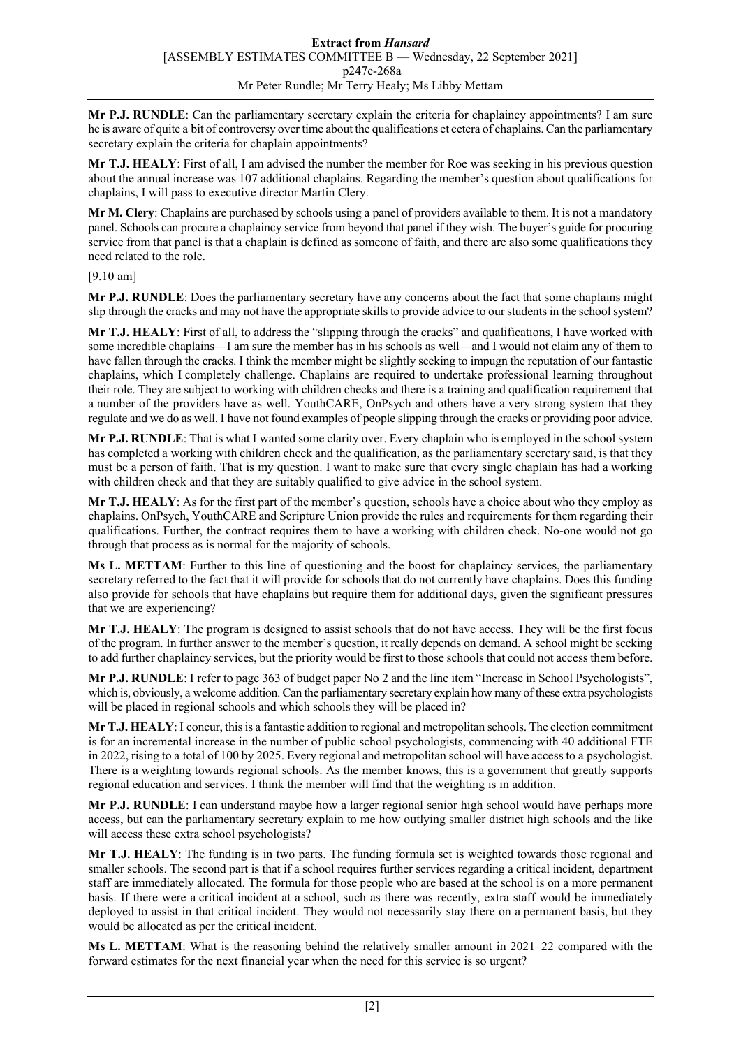**Mr P.J. RUNDLE**: Can the parliamentary secretary explain the criteria for chaplaincy appointments? I am sure he is aware of quite a bit of controversy over time about the qualifications et cetera of chaplains. Can the parliamentary secretary explain the criteria for chaplain appointments?

**Mr T.J. HEALY**: First of all, I am advised the number the member for Roe was seeking in his previous question about the annual increase was 107 additional chaplains. Regarding the member's question about qualifications for chaplains, I will pass to executive director Martin Clery.

**Mr M. Clery**: Chaplains are purchased by schools using a panel of providers available to them. It is not a mandatory panel. Schools can procure a chaplaincy service from beyond that panel if they wish. The buyer's guide for procuring service from that panel is that a chaplain is defined as someone of faith, and there are also some qualifications they need related to the role.

[9.10 am]

**Mr P.J. RUNDLE**: Does the parliamentary secretary have any concerns about the fact that some chaplains might slip through the cracks and may not have the appropriate skills to provide advice to our students in the school system?

**Mr T.J. HEALY**: First of all, to address the "slipping through the cracks" and qualifications, I have worked with some incredible chaplains—I am sure the member has in his schools as well—and I would not claim any of them to have fallen through the cracks. I think the member might be slightly seeking to impugn the reputation of our fantastic chaplains, which I completely challenge. Chaplains are required to undertake professional learning throughout their role. They are subject to working with children checks and there is a training and qualification requirement that a number of the providers have as well. YouthCARE, OnPsych and others have a very strong system that they regulate and we do as well. I have not found examples of people slipping through the cracks or providing poor advice.

**Mr P.J. RUNDLE**: That is what I wanted some clarity over. Every chaplain who is employed in the school system has completed a working with children check and the qualification, as the parliamentary secretary said, is that they must be a person of faith. That is my question. I want to make sure that every single chaplain has had a working with children check and that they are suitably qualified to give advice in the school system.

**Mr T.J. HEALY**: As for the first part of the member's question, schools have a choice about who they employ as chaplains. OnPsych, YouthCARE and Scripture Union provide the rules and requirements for them regarding their qualifications. Further, the contract requires them to have a working with children check. No-one would not go through that process as is normal for the majority of schools.

**Ms L. METTAM**: Further to this line of questioning and the boost for chaplaincy services, the parliamentary secretary referred to the fact that it will provide for schools that do not currently have chaplains. Does this funding also provide for schools that have chaplains but require them for additional days, given the significant pressures that we are experiencing?

**Mr T.J. HEALY**: The program is designed to assist schools that do not have access. They will be the first focus of the program. In further answer to the member's question, it really depends on demand. A school might be seeking to add further chaplaincy services, but the priority would be first to those schools that could not access them before.

**Mr P.J. RUNDLE**: I refer to page 363 of budget paper No 2 and the line item "Increase in School Psychologists", which is, obviously, a welcome addition. Can the parliamentary secretary explain how many of these extra psychologists will be placed in regional schools and which schools they will be placed in?

**Mr T.J. HEALY**: I concur, this is a fantastic addition to regional and metropolitan schools. The election commitment is for an incremental increase in the number of public school psychologists, commencing with 40 additional FTE in 2022, rising to a total of 100 by 2025. Every regional and metropolitan school will have access to a psychologist. There is a weighting towards regional schools. As the member knows, this is a government that greatly supports regional education and services. I think the member will find that the weighting is in addition.

**Mr P.J. RUNDLE**: I can understand maybe how a larger regional senior high school would have perhaps more access, but can the parliamentary secretary explain to me how outlying smaller district high schools and the like will access these extra school psychologists?

**Mr T.J. HEALY**: The funding is in two parts. The funding formula set is weighted towards those regional and smaller schools. The second part is that if a school requires further services regarding a critical incident, department staff are immediately allocated. The formula for those people who are based at the school is on a more permanent basis. If there were a critical incident at a school, such as there was recently, extra staff would be immediately deployed to assist in that critical incident. They would not necessarily stay there on a permanent basis, but they would be allocated as per the critical incident.

**Ms L. METTAM**: What is the reasoning behind the relatively smaller amount in 2021–22 compared with the forward estimates for the next financial year when the need for this service is so urgent?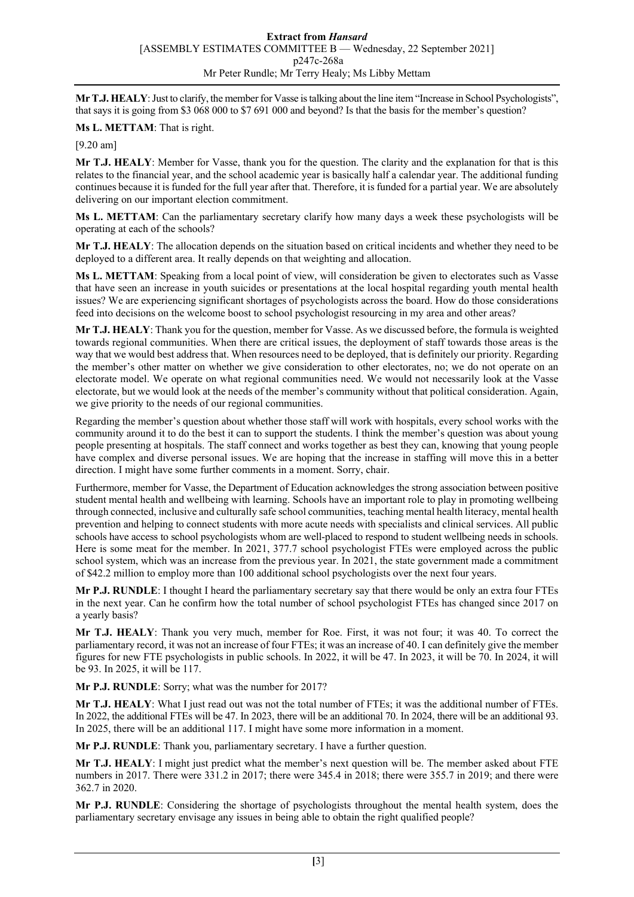**Mr T.J. HEALY**: Just to clarify, the member for Vasse is talking about the line item "Increase in School Psychologists", that says it is going from $3 068 000 to $7 691 000 and beyond? Is that the basis for the member's question?

**Ms L. METTAM**: That is right.

[9.20 am]

**Mr T.J. HEALY**: Member for Vasse, thank you for the question. The clarity and the explanation for that is this relates to the financial year, and the school academic year is basically half a calendar year. The additional funding continues because it is funded for the full year after that. Therefore, it is funded for a partial year. We are absolutely delivering on our important election commitment.

**Ms L. METTAM**: Can the parliamentary secretary clarify how many days a week these psychologists will be operating at each of the schools?

**Mr T.J. HEALY**: The allocation depends on the situation based on critical incidents and whether they need to be deployed to a different area. It really depends on that weighting and allocation.

**Ms L. METTAM**: Speaking from a local point of view, will consideration be given to electorates such as Vasse that have seen an increase in youth suicides or presentations at the local hospital regarding youth mental health issues? We are experiencing significant shortages of psychologists across the board. How do those considerations feed into decisions on the welcome boost to school psychologist resourcing in my area and other areas?

**Mr T.J. HEALY**: Thank you for the question, member for Vasse. As we discussed before, the formula is weighted towards regional communities. When there are critical issues, the deployment of staff towards those areas is the way that we would best address that. When resources need to be deployed, that is definitely our priority. Regarding the member's other matter on whether we give consideration to other electorates, no; we do not operate on an electorate model. We operate on what regional communities need. We would not necessarily look at the Vasse electorate, but we would look at the needs of the member's community without that political consideration. Again, we give priority to the needs of our regional communities.

Regarding the member's question about whether those staff will work with hospitals, every school works with the community around it to do the best it can to support the students. I think the member's question was about young people presenting at hospitals. The staff connect and works together as best they can, knowing that young people have complex and diverse personal issues. We are hoping that the increase in staffing will move this in a better direction. I might have some further comments in a moment. Sorry, chair.

Furthermore, member for Vasse, the Department of Education acknowledges the strong association between positive student mental health and wellbeing with learning. Schools have an important role to play in promoting wellbeing through connected, inclusive and culturally safe school communities, teaching mental health literacy, mental health prevention and helping to connect students with more acute needs with specialists and clinical services. All public schools have access to school psychologists whom are well-placed to respond to student wellbeing needs in schools. Here is some meat for the member. In 2021, 377.7 school psychologist FTEs were employed across the public school system, which was an increase from the previous year. In 2021, the state government made a commitment of $42.2 million to employ more than 100 additional school psychologists over the next four years.

**Mr P.J. RUNDLE**: I thought I heard the parliamentary secretary say that there would be only an extra four FTEs in the next year. Can he confirm how the total number of school psychologist FTEs has changed since 2017 on a yearly basis?

**Mr T.J. HEALY**: Thank you very much, member for Roe. First, it was not four; it was 40. To correct the parliamentary record, it was not an increase of four FTEs; it was an increase of 40. I can definitely give the member figures for new FTE psychologists in public schools. In 2022, it will be 47. In 2023, it will be 70. In 2024, it will be 93. In 2025, it will be 117.

**Mr P.J. RUNDLE**: Sorry; what was the number for 2017?

**Mr T.J. HEALY**: What I just read out was not the total number of FTEs; it was the additional number of FTEs. In 2022, the additional FTEs will be 47. In 2023, there will be an additional 70. In 2024, there will be an additional 93. In 2025, there will be an additional 117. I might have some more information in a moment.

**Mr P.J. RUNDLE**: Thank you, parliamentary secretary. I have a further question.

**Mr T.J. HEALY**: I might just predict what the member's next question will be. The member asked about FTE numbers in 2017. There were 331.2 in 2017; there were 345.4 in 2018; there were 355.7 in 2019; and there were 362.7 in 2020.

**Mr P.J. RUNDLE**: Considering the shortage of psychologists throughout the mental health system, does the parliamentary secretary envisage any issues in being able to obtain the right qualified people?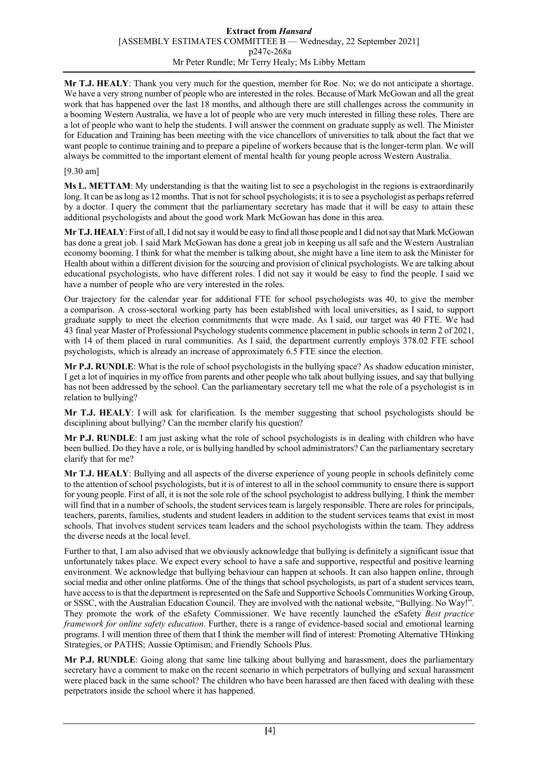**Mr T.J. HEALY**: Thank you very much for the question, member for Roe. No; we do not anticipate a shortage. We have a very strong number of people who are interested in the roles. Because of Mark McGowan and all the great work that has happened over the last 18 months, and although there are still challenges across the community in a booming Western Australia, we have a lot of people who are very much interested in filling these roles. There are a lot of people who want to help the students. I will answer the comment on graduate supply as well. The Minister for Education and Training has been meeting with the vice chancellors of universities to talk about the fact that we want people to continue training and to prepare a pipeline of workers because that is the longer-term plan. We will always be committed to the important element of mental health for young people across Western Australia.

[9.30 am]

**Ms L. METTAM**: My understanding is that the waiting list to see a psychologist in the regions is extraordinarily long. It can be as long as 12 months. That is not for school psychologists; it is to see a psychologist as perhaps referred by a doctor. I query the comment that the parliamentary secretary has made that it will be easy to attain these additional psychologists and about the good work Mark McGowan has done in this area.

**Mr T.J. HEALY**: First of all, I did not say it would be easy to find all those people and I did not say that Mark McGowan has done a great job. I said Mark McGowan has done a great job in keeping us all safe and the Western Australian economy booming. I think for what the member is talking about, she might have a line item to ask the Minister for Health about within a different division for the sourcing and provision of clinical psychologists. We are talking about educational psychologists, who have different roles. I did not say it would be easy to find the people. I said we have a number of people who are very interested in the roles.

Our trajectory for the calendar year for additional FTE for school psychologists was 40, to give the member a comparison. A cross-sectoral working party has been established with local universities, as I said, to support graduate supply to meet the election commitments that were made. As I said, our target was 40 FTE. We had 43 final year Master of Professional Psychology students commence placement in public schools in term 2 of 2021, with 14 of them placed in rural communities. As I said, the department currently employs 378.02 FTE school psychologists, which is already an increase of approximately 6.5 FTE since the election.

**Mr P.J. RUNDLE**: What is the role of school psychologists in the bullying space? As shadow education minister, I get a lot of inquiries in my office from parents and other people who talk about bullying issues, and say that bullying has not been addressed by the school. Can the parliamentary secretary tell me what the role of a psychologist is in relation to bullying?

**Mr T.J. HEALY**: I will ask for clarification. Is the member suggesting that school psychologists should be disciplining about bullying? Can the member clarify his question?

**Mr P.J. RUNDLE**: I am just asking what the role of school psychologists is in dealing with children who have been bullied. Do they have a role, or is bullying handled by school administrators? Can the parliamentary secretary clarify that for me?

**Mr T.J. HEALY**: Bullying and all aspects of the diverse experience of young people in schools definitely come to the attention of school psychologists, but it is of interest to all in the school community to ensure there is support for young people. First of all, it is not the sole role of the school psychologist to address bullying. I think the member will find that in a number of schools, the student services team is largely responsible. There are roles for principals, teachers, parents, families, students and student leaders in addition to the student services teams that exist in most schools. That involves student services team leaders and the school psychologists within the team. They address the diverse needs at the local level.

Further to that, I am also advised that we obviously acknowledge that bullying is definitely a significant issue that unfortunately takes place. We expect every school to have a safe and supportive, respectful and positive learning environment. We acknowledge that bullying behaviour can happen at schools. It can also happen online, through social media and other online platforms. One of the things that school psychologists, as part of a student services team, have access to is that the department is represented on the Safe and Supportive Schools Communities Working Group, or SSSC, with the Australian Education Council. They are involved with the national website, "Bullying. No Way!". They promote the work of the eSafety Commissioner. We have recently launched the eSafety *Best practice framework for online safety education*. Further, there is a range of evidence-based social and emotional learning programs. I will mention three of them that I think the member will find of interest: Promoting Alternative THinking Strategies, or PATHS; Aussie Optimism; and Friendly Schools Plus.

**Mr P.J. RUNDLE**: Going along that same line talking about bullying and harassment, does the parliamentary secretary have a comment to make on the recent scenario in which perpetrators of bullying and sexual harassment were placed back in the same school? The children who have been harassed are then faced with dealing with these perpetrators inside the school where it has happened.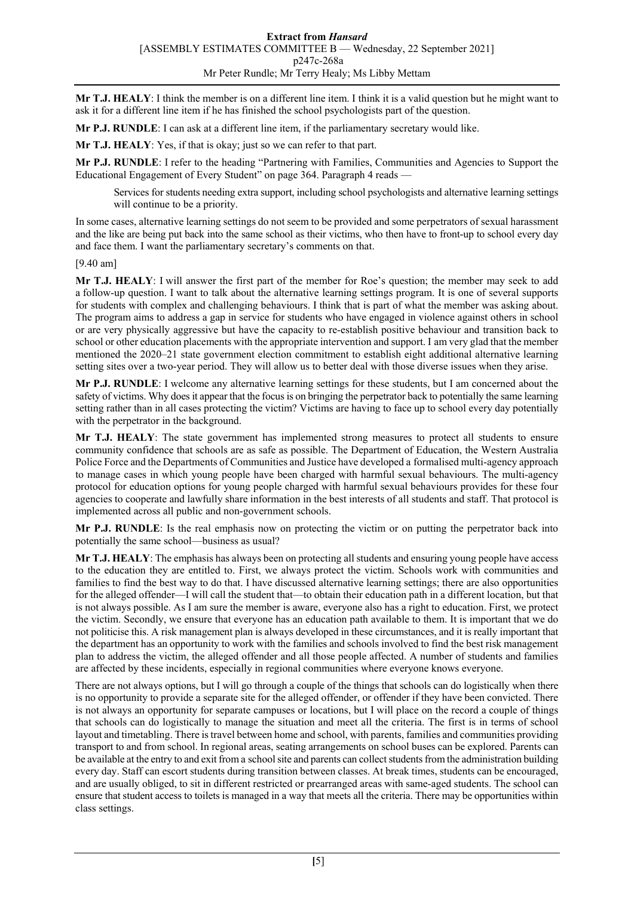**Mr T.J. HEALY**: I think the member is on a different line item. I think it is a valid question but he might want to ask it for a different line item if he has finished the school psychologists part of the question.

**Mr P.J. RUNDLE**: I can ask at a different line item, if the parliamentary secretary would like.

**Mr T.J. HEALY**: Yes, if that is okay; just so we can refer to that part.

**Mr P.J. RUNDLE**: I refer to the heading "Partnering with Families, Communities and Agencies to Support the Educational Engagement of Every Student" on page 364. Paragraph 4 reads —

> Services for students needing extra support, including school psychologists and alternative learning settings will continue to be a priority.

In some cases, alternative learning settings do not seem to be provided and some perpetrators of sexual harassment and the like are being put back into the same school as their victims, who then have to front-up to school every day and face them. I want the parliamentary secretary's comments on that.

[9.40 am]

**Mr T.J. HEALY**: I will answer the first part of the member for Roe's question; the member may seek to add a follow-up question. I want to talk about the alternative learning settings program. It is one of several supports for students with complex and challenging behaviours. I think that is part of what the member was asking about. The program aims to address a gap in service for students who have engaged in violence against others in school or are very physically aggressive but have the capacity to re-establish positive behaviour and transition back to school or other education placements with the appropriate intervention and support. I am very glad that the member mentioned the 2020–21 state government election commitment to establish eight additional alternative learning setting sites over a two-year period. They will allow us to better deal with those diverse issues when they arise.

**Mr P.J. RUNDLE**: I welcome any alternative learning settings for these students, but I am concerned about the safety of victims. Why does it appear that the focus is on bringing the perpetrator back to potentially the same learning setting rather than in all cases protecting the victim? Victims are having to face up to school every day potentially with the perpetrator in the background.

**Mr T.J. HEALY**: The state government has implemented strong measures to protect all students to ensure community confidence that schools are as safe as possible. The Department of Education, the Western Australia Police Force and the Departments of Communities and Justice have developed a formalised multi-agency approach to manage cases in which young people have been charged with harmful sexual behaviours. The multi-agency protocol for education options for young people charged with harmful sexual behaviours provides for these four agencies to cooperate and lawfully share information in the best interests of all students and staff. That protocol is implemented across all public and non-government schools.

**Mr P.J. RUNDLE**: Is the real emphasis now on protecting the victim or on putting the perpetrator back into potentially the same school—business as usual?

**Mr T.J. HEALY**: The emphasis has always been on protecting all students and ensuring young people have access to the education they are entitled to. First, we always protect the victim. Schools work with communities and families to find the best way to do that. I have discussed alternative learning settings; there are also opportunities for the alleged offender—I will call the student that—to obtain their education path in a different location, but that is not always possible. As I am sure the member is aware, everyone also has a right to education. First, we protect the victim. Secondly, we ensure that everyone has an education path available to them. It is important that we do not politicise this. A risk management plan is always developed in these circumstances, and it is really important that the department has an opportunity to work with the families and schools involved to find the best risk management plan to address the victim, the alleged offender and all those people affected. A number of students and families are affected by these incidents, especially in regional communities where everyone knows everyone.

There are not always options, but I will go through a couple of the things that schools can do logistically when there is no opportunity to provide a separate site for the alleged offender, or offender if they have been convicted. There is not always an opportunity for separate campuses or locations, but I will place on the record a couple of things that schools can do logistically to manage the situation and meet all the criteria. The first is in terms of school layout and timetabling. There is travel between home and school, with parents, families and communities providing transport to and from school. In regional areas, seating arrangements on school buses can be explored. Parents can be available at the entry to and exit from a school site and parents can collect students from the administration building every day. Staff can escort students during transition between classes. At break times, students can be encouraged, and are usually obliged, to sit in different restricted or prearranged areas with same-aged students. The school can ensure that student access to toilets is managed in a way that meets all the criteria. There may be opportunities within class settings.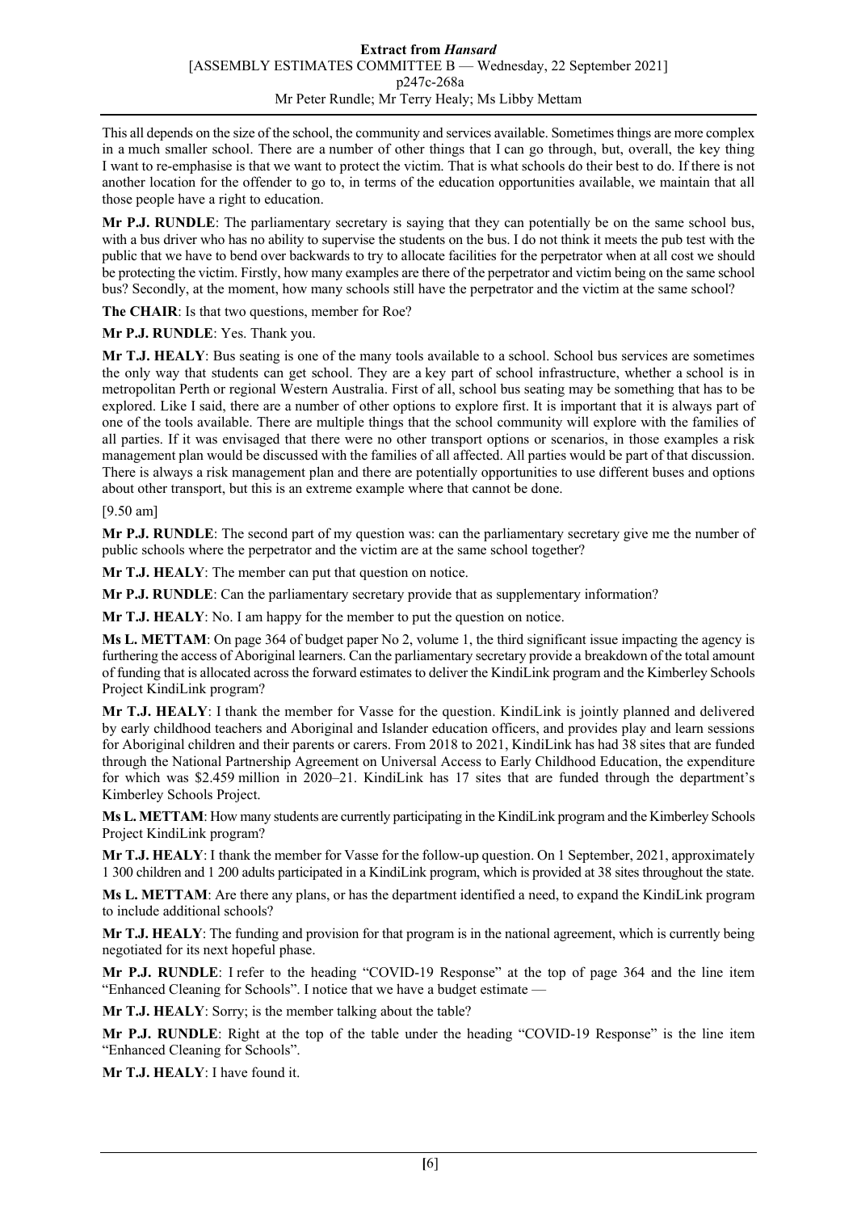This all depends on the size of the school, the community and services available. Sometimes things are more complex in a much smaller school. There are a number of other things that I can go through, but, overall, the key thing I want to re-emphasise is that we want to protect the victim. That is what schools do their best to do. If there is not another location for the offender to go to, in terms of the education opportunities available, we maintain that all those people have a right to education.

**Mr P.J. RUNDLE**: The parliamentary secretary is saying that they can potentially be on the same school bus, with a bus driver who has no ability to supervise the students on the bus. I do not think it meets the pub test with the public that we have to bend over backwards to try to allocate facilities for the perpetrator when at all cost we should be protecting the victim. Firstly, how many examples are there of the perpetrator and victim being on the same school bus? Secondly, at the moment, how many schools still have the perpetrator and the victim at the same school?

**The CHAIR**: Is that two questions, member for Roe?

**Mr P.J. RUNDLE**: Yes. Thank you.

**Mr T.J. HEALY**: Bus seating is one of the many tools available to a school. School bus services are sometimes the only way that students can get school. They are a key part of school infrastructure, whether a school is in metropolitan Perth or regional Western Australia. First of all, school bus seating may be something that has to be explored. Like I said, there are a number of other options to explore first. It is important that it is always part of one of the tools available. There are multiple things that the school community will explore with the families of all parties. If it was envisaged that there were no other transport options or scenarios, in those examples a risk management plan would be discussed with the families of all affected. All parties would be part of that discussion. There is always a risk management plan and there are potentially opportunities to use different buses and options about other transport, but this is an extreme example where that cannot be done.

[9.50 am]

**Mr P.J. RUNDLE**: The second part of my question was: can the parliamentary secretary give me the number of public schools where the perpetrator and the victim are at the same school together?

**Mr T.J. HEALY**: The member can put that question on notice.

**Mr P.J. RUNDLE**: Can the parliamentary secretary provide that as supplementary information?

**Mr T.J. HEALY**: No. I am happy for the member to put the question on notice.

**Ms L. METTAM**: On page 364 of budget paper No 2, volume 1, the third significant issue impacting the agency is furthering the access of Aboriginal learners. Can the parliamentary secretary provide a breakdown of the total amount of funding that is allocated across the forward estimates to deliver the KindiLink program and the Kimberley Schools Project KindiLink program?

**Mr T.J. HEALY**: I thank the member for Vasse for the question. KindiLink is jointly planned and delivered by early childhood teachers and Aboriginal and Islander education officers, and provides play and learn sessions for Aboriginal children and their parents or carers. From 2018 to 2021, KindiLink has had 38 sites that are funded through the National Partnership Agreement on Universal Access to Early Childhood Education, the expenditure for which was $2.459 million in 2020–21. KindiLink has 17 sites that are funded through the department's Kimberley Schools Project.

**Ms L. METTAM**: How many students are currently participating in the KindiLink program and the Kimberley Schools Project KindiLink program?

**Mr T.J. HEALY**: I thank the member for Vasse for the follow-up question. On 1 September, 2021, approximately 1 300 children and 1 200 adults participated in a KindiLink program, which is provided at 38 sites throughout the state.

**Ms L. METTAM**: Are there any plans, or has the department identified a need, to expand the KindiLink program to include additional schools?

**Mr T.J. HEALY**: The funding and provision for that program is in the national agreement, which is currently being negotiated for its next hopeful phase.

**Mr P.J. RUNDLE**: I refer to the heading "COVID-19 Response" at the top of page 364 and the line item "Enhanced Cleaning for Schools". I notice that we have a budget estimate —

**Mr T.J. HEALY**: Sorry; is the member talking about the table?

**Mr P.J. RUNDLE**: Right at the top of the table under the heading "COVID-19 Response" is the line item "Enhanced Cleaning for Schools".

**Mr T.J. HEALY**: I have found it.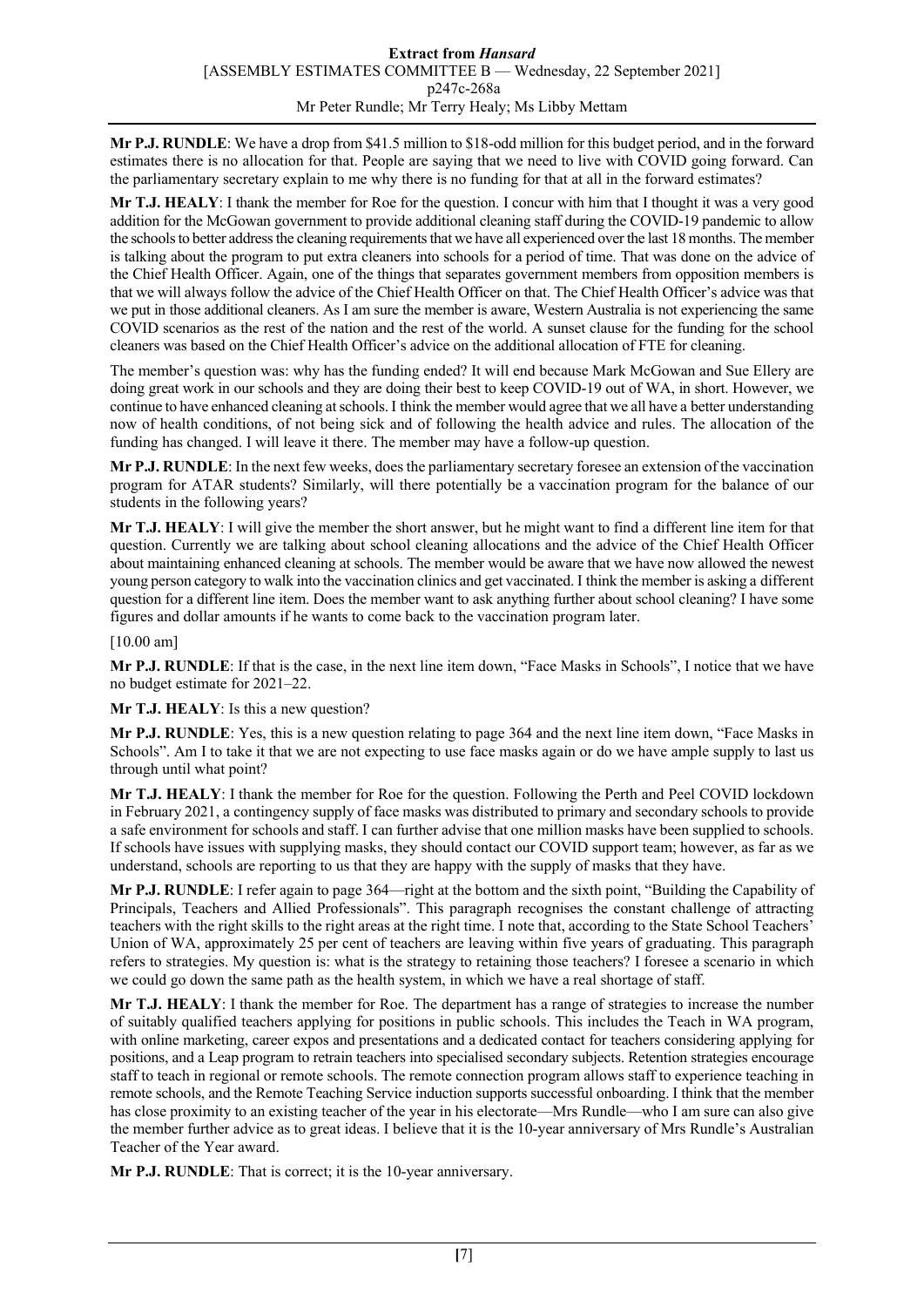**Mr P.J. RUNDLE**: We have a drop from $41.5 million to $18-odd million for this budget period, and in the forward estimates there is no allocation for that. People are saying that we need to live with COVID going forward. Can the parliamentary secretary explain to me why there is no funding for that at all in the forward estimates?

**Mr T.J. HEALY**: I thank the member for Roe for the question. I concur with him that I thought it was a very good addition for the McGowan government to provide additional cleaning staff during the COVID-19 pandemic to allow the schools to better address the cleaning requirements that we have all experienced over the last 18 months. The member is talking about the program to put extra cleaners into schools for a period of time. That was done on the advice of the Chief Health Officer. Again, one of the things that separates government members from opposition members is that we will always follow the advice of the Chief Health Officer on that. The Chief Health Officer's advice was that we put in those additional cleaners. As I am sure the member is aware, Western Australia is not experiencing the same COVID scenarios as the rest of the nation and the rest of the world. A sunset clause for the funding for the school cleaners was based on the Chief Health Officer's advice on the additional allocation of FTE for cleaning.

The member's question was: why has the funding ended? It will end because Mark McGowan and Sue Ellery are doing great work in our schools and they are doing their best to keep COVID-19 out of WA, in short. However, we continue to have enhanced cleaning at schools. I think the member would agree that we all have a better understanding now of health conditions, of not being sick and of following the health advice and rules. The allocation of the funding has changed. I will leave it there. The member may have a follow-up question.

**Mr P.J. RUNDLE**: In the next few weeks, does the parliamentary secretary foresee an extension of the vaccination program for ATAR students? Similarly, will there potentially be a vaccination program for the balance of our students in the following years?

**Mr T.J. HEALY**: I will give the member the short answer, but he might want to find a different line item for that question. Currently we are talking about school cleaning allocations and the advice of the Chief Health Officer about maintaining enhanced cleaning at schools. The member would be aware that we have now allowed the newest young person category to walk into the vaccination clinics and get vaccinated. I think the member is asking a different question for a different line item. Does the member want to ask anything further about school cleaning? I have some figures and dollar amounts if he wants to come back to the vaccination program later.

[10.00 am]

**Mr P.J. RUNDLE**: If that is the case, in the next line item down, "Face Masks in Schools", I notice that we have no budget estimate for 2021–22.

**Mr T.J. HEALY**: Is this a new question?

**Mr P.J. RUNDLE**: Yes, this is a new question relating to page 364 and the next line item down, "Face Masks in Schools". Am I to take it that we are not expecting to use face masks again or do we have ample supply to last us through until what point?

**Mr T.J. HEALY**: I thank the member for Roe for the question. Following the Perth and Peel COVID lockdown in February 2021, a contingency supply of face masks was distributed to primary and secondary schools to provide a safe environment for schools and staff. I can further advise that one million masks have been supplied to schools. If schools have issues with supplying masks, they should contact our COVID support team; however, as far as we understand, schools are reporting to us that they are happy with the supply of masks that they have.

**Mr P.J. RUNDLE**: I refer again to page 364—right at the bottom and the sixth point, "Building the Capability of Principals, Teachers and Allied Professionals". This paragraph recognises the constant challenge of attracting teachers with the right skills to the right areas at the right time. I note that, according to the State School Teachers' Union of WA, approximately 25 per cent of teachers are leaving within five years of graduating. This paragraph refers to strategies. My question is: what is the strategy to retaining those teachers? I foresee a scenario in which we could go down the same path as the health system, in which we have a real shortage of staff.

**Mr T.J. HEALY**: I thank the member for Roe. The department has a range of strategies to increase the number of suitably qualified teachers applying for positions in public schools. This includes the Teach in WA program, with online marketing, career expos and presentations and a dedicated contact for teachers considering applying for positions, and a Leap program to retrain teachers into specialised secondary subjects. Retention strategies encourage staff to teach in regional or remote schools. The remote connection program allows staff to experience teaching in remote schools, and the Remote Teaching Service induction supports successful onboarding. I think that the member has close proximity to an existing teacher of the year in his electorate—Mrs Rundle—who I am sure can also give the member further advice as to great ideas. I believe that it is the 10-year anniversary of Mrs Rundle's Australian Teacher of the Year award.

**Mr P.J. RUNDLE**: That is correct; it is the 10-year anniversary.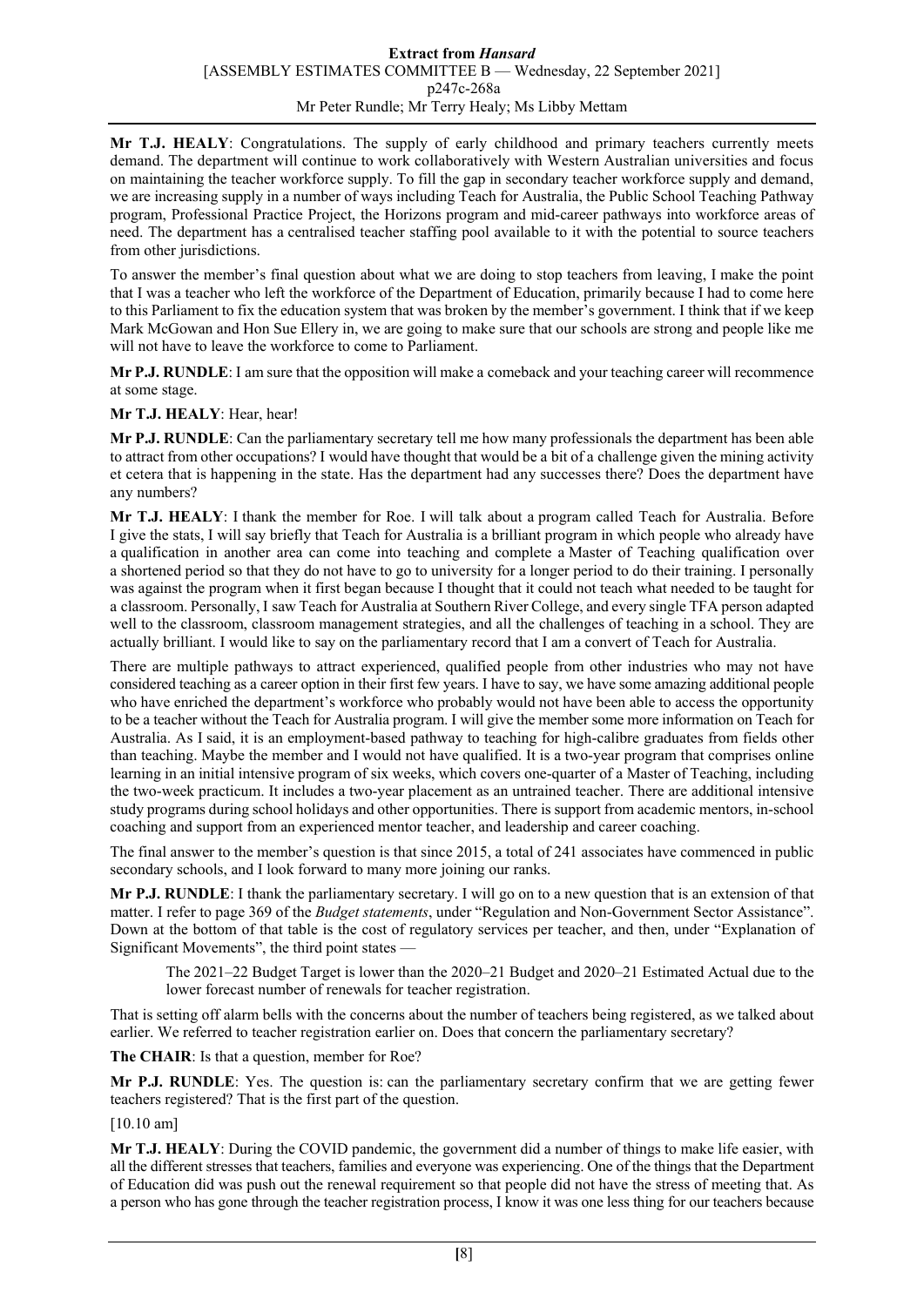**Mr T.J. HEALY**: Congratulations. The supply of early childhood and primary teachers currently meets demand. The department will continue to work collaboratively with Western Australian universities and focus on maintaining the teacher workforce supply. To fill the gap in secondary teacher workforce supply and demand, we are increasing supply in a number of ways including Teach for Australia, the Public School Teaching Pathway program, Professional Practice Project, the Horizons program and mid-career pathways into workforce areas of need. The department has a centralised teacher staffing pool available to it with the potential to source teachers from other jurisdictions.

To answer the member's final question about what we are doing to stop teachers from leaving, I make the point that I was a teacher who left the workforce of the Department of Education, primarily because I had to come here to this Parliament to fix the education system that was broken by the member's government. I think that if we keep Mark McGowan and Hon Sue Ellery in, we are going to make sure that our schools are strong and people like me will not have to leave the workforce to come to Parliament.

**Mr P.J. RUNDLE**: I am sure that the opposition will make a comeback and your teaching career will recommence at some stage.

**Mr T.J. HEALY**: Hear, hear!

**Mr P.J. RUNDLE**: Can the parliamentary secretary tell me how many professionals the department has been able to attract from other occupations? I would have thought that would be a bit of a challenge given the mining activity et cetera that is happening in the state. Has the department had any successes there? Does the department have any numbers?

**Mr T.J. HEALY**: I thank the member for Roe. I will talk about a program called Teach for Australia. Before I give the stats, I will say briefly that Teach for Australia is a brilliant program in which people who already have a qualification in another area can come into teaching and complete a Master of Teaching qualification over a shortened period so that they do not have to go to university for a longer period to do their training. I personally was against the program when it first began because I thought that it could not teach what needed to be taught for a classroom. Personally, I saw Teach for Australia at Southern River College, and every single TFA person adapted well to the classroom, classroom management strategies, and all the challenges of teaching in a school. They are actually brilliant. I would like to say on the parliamentary record that I am a convert of Teach for Australia.

There are multiple pathways to attract experienced, qualified people from other industries who may not have considered teaching as a career option in their first few years. I have to say, we have some amazing additional people who have enriched the department's workforce who probably would not have been able to access the opportunity to be a teacher without the Teach for Australia program. I will give the member some more information on Teach for Australia. As I said, it is an employment-based pathway to teaching for high-calibre graduates from fields other than teaching. Maybe the member and I would not have qualified. It is a two-year program that comprises online learning in an initial intensive program of six weeks, which covers one-quarter of a Master of Teaching, including the two-week practicum. It includes a two-year placement as an untrained teacher. There are additional intensive study programs during school holidays and other opportunities. There is support from academic mentors, in-school coaching and support from an experienced mentor teacher, and leadership and career coaching.

The final answer to the member's question is that since 2015, a total of 241 associates have commenced in public secondary schools, and I look forward to many more joining our ranks.

**Mr P.J. RUNDLE**: I thank the parliamentary secretary. I will go on to a new question that is an extension of that matter. I refer to page 369 of the *Budget statements*, under "Regulation and Non-Government Sector Assistance". Down at the bottom of that table is the cost of regulatory services per teacher, and then, under "Explanation of Significant Movements", the third point states —

> The 2021–22 Budget Target is lower than the 2020–21 Budget and 2020–21 Estimated Actual due to the lower forecast number of renewals for teacher registration.

That is setting off alarm bells with the concerns about the number of teachers being registered, as we talked about earlier. We referred to teacher registration earlier on. Does that concern the parliamentary secretary?

**The CHAIR**: Is that a question, member for Roe?

**Mr P.J. RUNDLE**: Yes. The question is: can the parliamentary secretary confirm that we are getting fewer teachers registered? That is the first part of the question.

[10.10 am]

**Mr T.J. HEALY**: During the COVID pandemic, the government did a number of things to make life easier, with all the different stresses that teachers, families and everyone was experiencing. One of the things that the Department of Education did was push out the renewal requirement so that people did not have the stress of meeting that. As a person who has gone through the teacher registration process, I know it was one less thing for our teachers because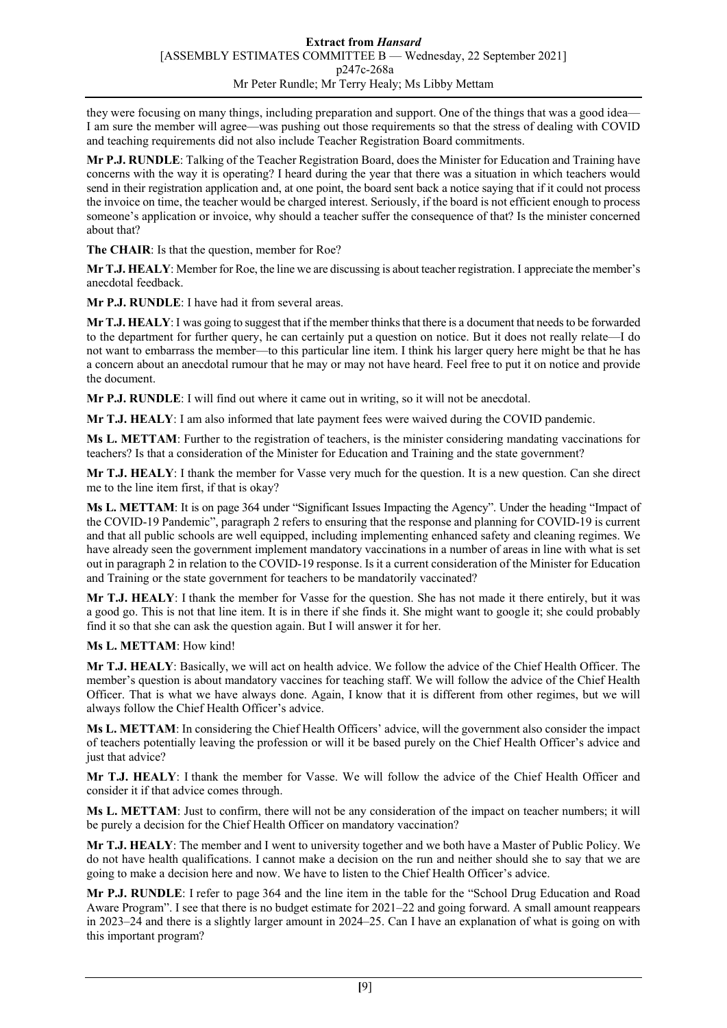they were focusing on many things, including preparation and support. One of the things that was a good idea—I am sure the member will agree—was pushing out those requirements so that the stress of dealing with COVID and teaching requirements did not also include Teacher Registration Board commitments.

**Mr P.J. RUNDLE**: Talking of the Teacher Registration Board, does the Minister for Education and Training have concerns with the way it is operating? I heard during the year that there was a situation in which teachers would send in their registration application and, at one point, the board sent back a notice saying that if it could not process the invoice on time, the teacher would be charged interest. Seriously, if the board is not efficient enough to process someone's application or invoice, why should a teacher suffer the consequence of that? Is the minister concerned about that?

**The CHAIR**: Is that the question, member for Roe?

**Mr T.J. HEALY**: Member for Roe, the line we are discussing is about teacher registration. I appreciate the member's anecdotal feedback.

**Mr P.J. RUNDLE**: I have had it from several areas.

**Mr T.J. HEALY**: I was going to suggest that if the member thinks that there is a document that needs to be forwarded to the department for further query, he can certainly put a question on notice. But it does not really relate—I do not want to embarrass the member—to this particular line item. I think his larger query here might be that he has a concern about an anecdotal rumour that he may or may not have heard. Feel free to put it on notice and provide the document.

**Mr P.J. RUNDLE**: I will find out where it came out in writing, so it will not be anecdotal.

**Mr T.J. HEALY**: I am also informed that late payment fees were waived during the COVID pandemic.

**Ms L. METTAM**: Further to the registration of teachers, is the minister considering mandating vaccinations for teachers? Is that a consideration of the Minister for Education and Training and the state government?

**Mr T.J. HEALY**: I thank the member for Vasse very much for the question. It is a new question. Can she direct me to the line item first, if that is okay?

**Ms L. METTAM**: It is on page 364 under "Significant Issues Impacting the Agency". Under the heading "Impact of the COVID-19 Pandemic", paragraph 2 refers to ensuring that the response and planning for COVID-19 is current and that all public schools are well equipped, including implementing enhanced safety and cleaning regimes. We have already seen the government implement mandatory vaccinations in a number of areas in line with what is set out in paragraph 2 in relation to the COVID-19 response. Is it a current consideration of the Minister for Education and Training or the state government for teachers to be mandatorily vaccinated?

**Mr T.J. HEALY**: I thank the member for Vasse for the question. She has not made it there entirely, but it was a good go. This is not that line item. It is in there if she finds it. She might want to google it; she could probably find it so that she can ask the question again. But I will answer it for her.

**Ms L. METTAM**: How kind!

**Mr T.J. HEALY**: Basically, we will act on health advice. We follow the advice of the Chief Health Officer. The member's question is about mandatory vaccines for teaching staff. We will follow the advice of the Chief Health Officer. That is what we have always done. Again, I know that it is different from other regimes, but we will always follow the Chief Health Officer's advice.

**Ms L. METTAM**: In considering the Chief Health Officers' advice, will the government also consider the impact of teachers potentially leaving the profession or will it be based purely on the Chief Health Officer's advice and just that advice?

**Mr T.J. HEALY**: I thank the member for Vasse. We will follow the advice of the Chief Health Officer and consider it if that advice comes through.

**Ms L. METTAM**: Just to confirm, there will not be any consideration of the impact on teacher numbers; it will be purely a decision for the Chief Health Officer on mandatory vaccination?

**Mr T.J. HEALY**: The member and I went to university together and we both have a Master of Public Policy. We do not have health qualifications. I cannot make a decision on the run and neither should she to say that we are going to make a decision here and now. We have to listen to the Chief Health Officer's advice.

**Mr P.J. RUNDLE**: I refer to page 364 and the line item in the table for the "School Drug Education and Road Aware Program". I see that there is no budget estimate for 2021–22 and going forward. A small amount reappears in 2023–24 and there is a slightly larger amount in 2024–25. Can I have an explanation of what is going on with this important program?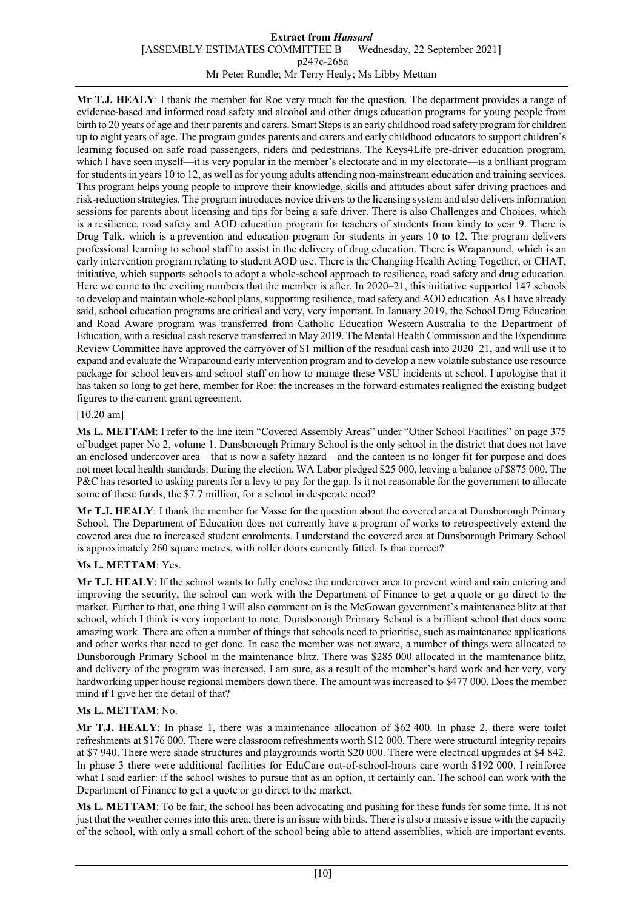**Mr T.J. HEALY**: I thank the member for Roe very much for the question. The department provides a range of evidence-based and informed road safety and alcohol and other drugs education programs for young people from birth to 20 years of age and their parents and carers. Smart Steps is an early childhood road safety program for children up to eight years of age. The program guides parents and carers and early childhood educators to support children's learning focused on safe road passengers, riders and pedestrians. The Keys4Life pre-driver education program, which I have seen myself—it is very popular in the member's electorate and in my electorate—is a brilliant program for students in years 10 to 12, as well as for young adults attending non-mainstream education and training services. This program helps young people to improve their knowledge, skills and attitudes about safer driving practices and risk-reduction strategies. The program introduces novice drivers to the licensing system and also delivers information sessions for parents about licensing and tips for being a safe driver. There is also Challenges and Choices, which is a resilience, road safety and AOD education program for teachers of students from kindy to year 9. There is Drug Talk, which is a prevention and education program for students in years 10 to 12. The program delivers professional learning to school staff to assist in the delivery of drug education. There is Wraparound, which is an early intervention program relating to student AOD use. There is the Changing Health Acting Together, or CHAT, initiative, which supports schools to adopt a whole-school approach to resilience, road safety and drug education. Here we come to the exciting numbers that the member is after. In 2020–21, this initiative supported 147 schools to develop and maintain whole-school plans, supporting resilience, road safety and AOD education. As I have already said, school education programs are critical and very, very important. In January 2019, the School Drug Education and Road Aware program was transferred from Catholic Education Western Australia to the Department of Education, with a residual cash reserve transferred in May 2019. The Mental Health Commission and the Expenditure Review Committee have approved the carryover of $1 million of the residual cash into 2020–21, and will use it to expand and evaluate the Wraparound early intervention program and to develop a new volatile substance use resource package for school leavers and school staff on how to manage these VSU incidents at school. I apologise that it has taken so long to get here, member for Roe: the increases in the forward estimates realigned the existing budget figures to the current grant agreement.

[10.20 am]

**Ms L. METTAM**: I refer to the line item "Covered Assembly Areas" under "Other School Facilities" on page 375 of budget paper No 2, volume 1. Dunsborough Primary School is the only school in the district that does not have an enclosed undercover area—that is now a safety hazard—and the canteen is no longer fit for purpose and does not meet local health standards. During the election, WA Labor pledged $25 000, leaving a balance of $875 000. The P&C has resorted to asking parents for a levy to pay for the gap. Is it not reasonable for the government to allocate some of these funds, the $7.7 million, for a school in desperate need?

**Mr T.J. HEALY**: I thank the member for Vasse for the question about the covered area at Dunsborough Primary School. The Department of Education does not currently have a program of works to retrospectively extend the covered area due to increased student enrolments. I understand the covered area at Dunsborough Primary School is approximately 260 square metres, with roller doors currently fitted. Is that correct?

**Ms L. METTAM**: Yes.

**Mr T.J. HEALY**: If the school wants to fully enclose the undercover area to prevent wind and rain entering and improving the security, the school can work with the Department of Finance to get a quote or go direct to the market. Further to that, one thing I will also comment on is the McGowan government's maintenance blitz at that school, which I think is very important to note. Dunsborough Primary School is a brilliant school that does some amazing work. There are often a number of things that schools need to prioritise, such as maintenance applications and other works that need to get done. In case the member was not aware, a number of things were allocated to Dunsborough Primary School in the maintenance blitz. There was $285 000 allocated in the maintenance blitz, and delivery of the program was increased, I am sure, as a result of the member's hard work and her very, very hardworking upper house regional members down there. The amount was increased to $477 000. Does the member mind if I give her the detail of that?

**Ms L. METTAM**: No.

**Mr T.J. HEALY**: In phase 1, there was a maintenance allocation of $62 400. In phase 2, there were toilet refreshments at $176 000. There were classroom refreshments worth $12 000. There were structural integrity repairs at $7 940. There were shade structures and playgrounds worth $20 000. There were electrical upgrades at $4 842. In phase 3 there were additional facilities for EduCare out-of-school-hours care worth $192 000. I reinforce what I said earlier: if the school wishes to pursue that as an option, it certainly can. The school can work with the Department of Finance to get a quote or go direct to the market.

**Ms L. METTAM**: To be fair, the school has been advocating and pushing for these funds for some time. It is not just that the weather comes into this area; there is an issue with birds. There is also a massive issue with the capacity of the school, with only a small cohort of the school being able to attend assemblies, which are important events.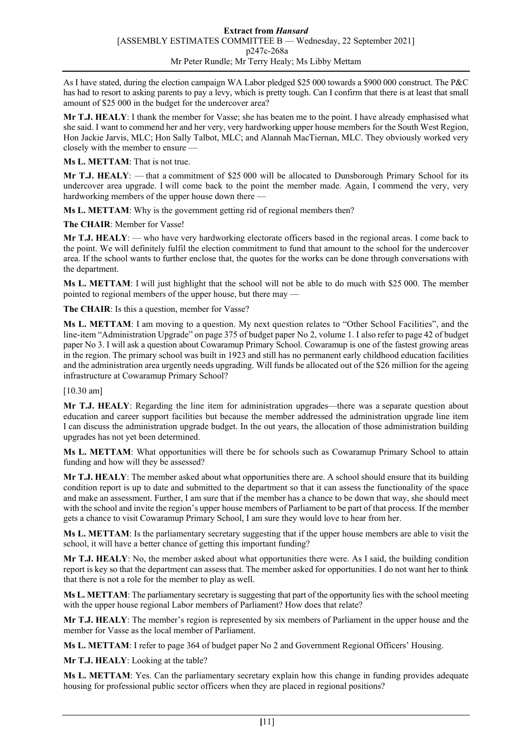As I have stated, during the election campaign WA Labor pledged $25 000 towards a $900 000 construct. The P&C has had to resort to asking parents to pay a levy, which is pretty tough. Can I confirm that there is at least that small amount of $25 000 in the budget for the undercover area?

**Mr T.J. HEALY**: I thank the member for Vasse; she has beaten me to the point. I have already emphasised what she said. I want to commend her and her very, very hardworking upper house members for the South West Region, Hon Jackie Jarvis, MLC; Hon Sally Talbot, MLC; and Alannah MacTiernan, MLC. They obviously worked very closely with the member to ensure —

**Ms L. METTAM**: That is not true.

**Mr T.J. HEALY**: — that a commitment of $25 000 will be allocated to Dunsborough Primary School for its undercover area upgrade. I will come back to the point the member made. Again, I commend the very, very hardworking members of the upper house down there —

**Ms L. METTAM**: Why is the government getting rid of regional members then?

**The CHAIR**: Member for Vasse!

**Mr T.J. HEALY**: — who have very hardworking electorate officers based in the regional areas. I come back to the point. We will definitely fulfil the election commitment to fund that amount to the school for the undercover area. If the school wants to further enclose that, the quotes for the works can be done through conversations with the department.

**Ms L. METTAM**: I will just highlight that the school will not be able to do much with $25 000. The member pointed to regional members of the upper house, but there may —

**The CHAIR**: Is this a question, member for Vasse?

**Ms L. METTAM**: I am moving to a question. My next question relates to "Other School Facilities", and the line-item "Administration Upgrade" on page 375 of budget paper No 2, volume 1. I also refer to page 42 of budget paper No 3. I will ask a question about Cowaramup Primary School. Cowaramup is one of the fastest growing areas in the region. The primary school was built in 1923 and still has no permanent early childhood education facilities and the administration area urgently needs upgrading. Will funds be allocated out of the $26 million for the ageing infrastructure at Cowaramup Primary School?

[10.30 am]

**Mr T.J. HEALY**: Regarding the line item for administration upgrades—there was a separate question about education and career support facilities but because the member addressed the administration upgrade line item I can discuss the administration upgrade budget. In the out years, the allocation of those administration building upgrades has not yet been determined.

**Ms L. METTAM**: What opportunities will there be for schools such as Cowaramup Primary School to attain funding and how will they be assessed?

**Mr T.J. HEALY**: The member asked about what opportunities there are. A school should ensure that its building condition report is up to date and submitted to the department so that it can assess the functionality of the space and make an assessment. Further, I am sure that if the member has a chance to be down that way, she should meet with the school and invite the region's upper house members of Parliament to be part of that process. If the member gets a chance to visit Cowaramup Primary School, I am sure they would love to hear from her.

**Ms L. METTAM**: Is the parliamentary secretary suggesting that if the upper house members are able to visit the school, it will have a better chance of getting this important funding?

**Mr T.J. HEALY**: No, the member asked about what opportunities there were. As I said, the building condition report is key so that the department can assess that. The member asked for opportunities. I do not want her to think that there is not a role for the member to play as well.

**Ms L. METTAM**: The parliamentary secretary is suggesting that part of the opportunity lies with the school meeting with the upper house regional Labor members of Parliament? How does that relate?

**Mr T.J. HEALY**: The member's region is represented by six members of Parliament in the upper house and the member for Vasse as the local member of Parliament.

**Ms L. METTAM**: I refer to page 364 of budget paper No 2 and Government Regional Officers' Housing.

**Mr T.J. HEALY**: Looking at the table?

**Ms L. METTAM**: Yes. Can the parliamentary secretary explain how this change in funding provides adequate housing for professional public sector officers when they are placed in regional positions?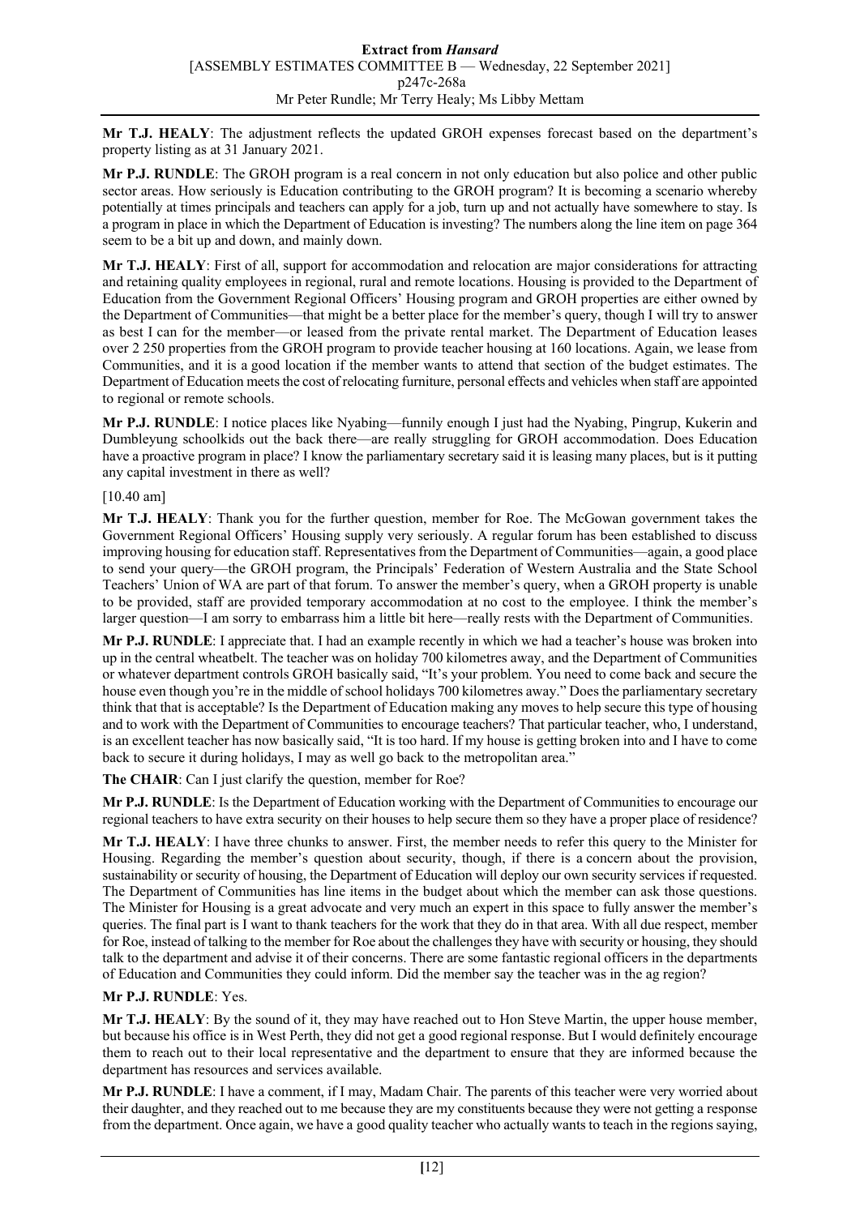**Mr T.J. HEALY**: The adjustment reflects the updated GROH expenses forecast based on the department's property listing as at 31 January 2021.

**Mr P.J. RUNDLE**: The GROH program is a real concern in not only education but also police and other public sector areas. How seriously is Education contributing to the GROH program? It is becoming a scenario whereby potentially at times principals and teachers can apply for a job, turn up and not actually have somewhere to stay. Is a program in place in which the Department of Education is investing? The numbers along the line item on page 364 seem to be a bit up and down, and mainly down.

**Mr T.J. HEALY**: First of all, support for accommodation and relocation are major considerations for attracting and retaining quality employees in regional, rural and remote locations. Housing is provided to the Department of Education from the Government Regional Officers' Housing program and GROH properties are either owned by the Department of Communities—that might be a better place for the member's query, though I will try to answer as best I can for the member—or leased from the private rental market. The Department of Education leases over 2 250 properties from the GROH program to provide teacher housing at 160 locations. Again, we lease from Communities, and it is a good location if the member wants to attend that section of the budget estimates. The Department of Education meets the cost of relocating furniture, personal effects and vehicles when staff are appointed to regional or remote schools.

**Mr P.J. RUNDLE**: I notice places like Nyabing—funnily enough I just had the Nyabing, Pingrup, Kukerin and Dumbleyung schoolkids out the back there—are really struggling for GROH accommodation. Does Education have a proactive program in place? I know the parliamentary secretary said it is leasing many places, but is it putting any capital investment in there as well?

[10.40 am]

**Mr T.J. HEALY**: Thank you for the further question, member for Roe. The McGowan government takes the Government Regional Officers' Housing supply very seriously. A regular forum has been established to discuss improving housing for education staff. Representatives from the Department of Communities—again, a good place to send your query—the GROH program, the Principals' Federation of Western Australia and the State School Teachers' Union of WA are part of that forum. To answer the member's query, when a GROH property is unable to be provided, staff are provided temporary accommodation at no cost to the employee. I think the member's larger question—I am sorry to embarrass him a little bit here—really rests with the Department of Communities.

**Mr P.J. RUNDLE**: I appreciate that. I had an example recently in which we had a teacher's house was broken into up in the central wheatbelt. The teacher was on holiday 700 kilometres away, and the Department of Communities or whatever department controls GROH basically said, "It's your problem. You need to come back and secure the house even though you're in the middle of school holidays 700 kilometres away." Does the parliamentary secretary think that that is acceptable? Is the Department of Education making any moves to help secure this type of housing and to work with the Department of Communities to encourage teachers? That particular teacher, who, I understand, is an excellent teacher has now basically said, "It is too hard. If my house is getting broken into and I have to come back to secure it during holidays, I may as well go back to the metropolitan area."

**The CHAIR**: Can I just clarify the question, member for Roe?

**Mr P.J. RUNDLE**: Is the Department of Education working with the Department of Communities to encourage our regional teachers to have extra security on their houses to help secure them so they have a proper place of residence?

**Mr T.J. HEALY**: I have three chunks to answer. First, the member needs to refer this query to the Minister for Housing. Regarding the member's question about security, though, if there is a concern about the provision, sustainability or security of housing, the Department of Education will deploy our own security services if requested. The Department of Communities has line items in the budget about which the member can ask those questions. The Minister for Housing is a great advocate and very much an expert in this space to fully answer the member's queries. The final part is I want to thank teachers for the work that they do in that area. With all due respect, member for Roe, instead of talking to the member for Roe about the challenges they have with security or housing, they should talk to the department and advise it of their concerns. There are some fantastic regional officers in the departments of Education and Communities they could inform. Did the member say the teacher was in the ag region?

**Mr P.J. RUNDLE**: Yes.

**Mr T.J. HEALY**: By the sound of it, they may have reached out to Hon Steve Martin, the upper house member, but because his office is in West Perth, they did not get a good regional response. But I would definitely encourage them to reach out to their local representative and the department to ensure that they are informed because the department has resources and services available.

**Mr P.J. RUNDLE**: I have a comment, if I may, Madam Chair. The parents of this teacher were very worried about their daughter, and they reached out to me because they are my constituents because they were not getting a response from the department. Once again, we have a good quality teacher who actually wants to teach in the regions saying,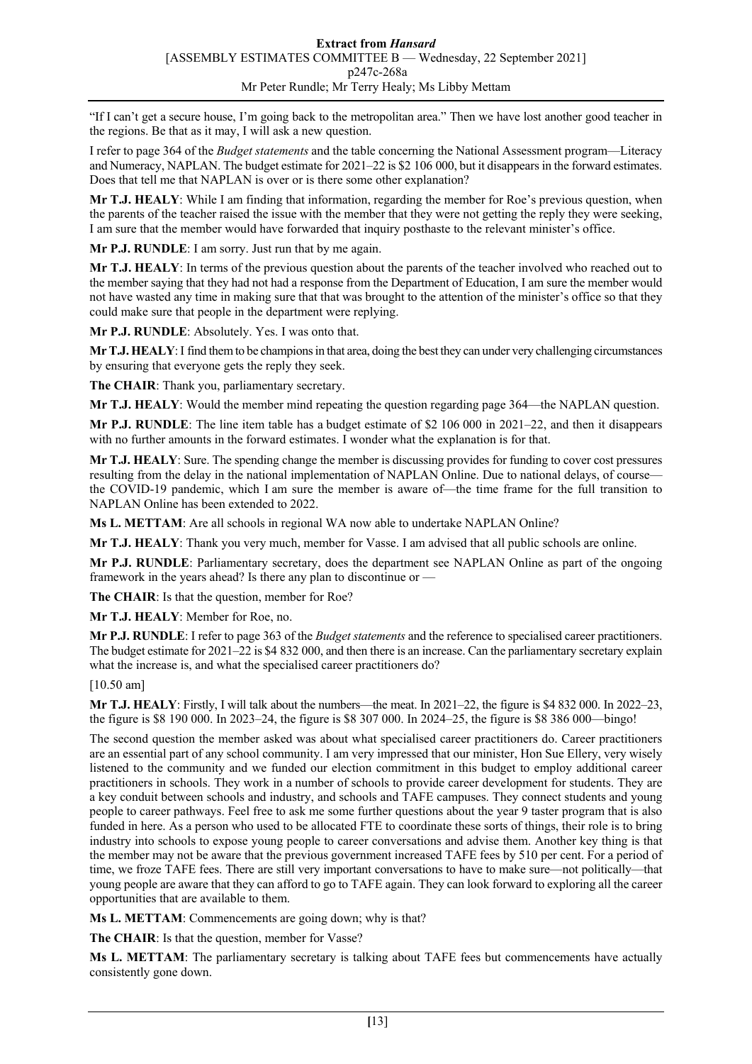"If I can't get a secure house, I'm going back to the metropolitan area." Then we have lost another good teacher in the regions. Be that as it may, I will ask a new question.

I refer to page 364 of the *Budget statements* and the table concerning the National Assessment program—Literacy and Numeracy, NAPLAN. The budget estimate for 2021–22 is $2 106 000, but it disappears in the forward estimates. Does that tell me that NAPLAN is over or is there some other explanation?

**Mr T.J. HEALY**: While I am finding that information, regarding the member for Roe's previous question, when the parents of the teacher raised the issue with the member that they were not getting the reply they were seeking, I am sure that the member would have forwarded that inquiry posthaste to the relevant minister's office.

**Mr P.J. RUNDLE**: I am sorry. Just run that by me again.

**Mr T.J. HEALY**: In terms of the previous question about the parents of the teacher involved who reached out to the member saying that they had not had a response from the Department of Education, I am sure the member would not have wasted any time in making sure that that was brought to the attention of the minister's office so that they could make sure that people in the department were replying.

**Mr P.J. RUNDLE**: Absolutely. Yes. I was onto that.

**Mr T.J. HEALY**: I find them to be champions in that area, doing the best they can under very challenging circumstances by ensuring that everyone gets the reply they seek.

**The CHAIR**: Thank you, parliamentary secretary.

**Mr T.J. HEALY**: Would the member mind repeating the question regarding page 364—the NAPLAN question.

**Mr P.J. RUNDLE**: The line item table has a budget estimate of $2 106 000 in 2021–22, and then it disappears with no further amounts in the forward estimates. I wonder what the explanation is for that.

**Mr T.J. HEALY**: Sure. The spending change the member is discussing provides for funding to cover cost pressures resulting from the delay in the national implementation of NAPLAN Online. Due to national delays, of course—the COVID-19 pandemic, which I am sure the member is aware of—the time frame for the full transition to NAPLAN Online has been extended to 2022.

**Ms L. METTAM**: Are all schools in regional WA now able to undertake NAPLAN Online?

**Mr T.J. HEALY**: Thank you very much, member for Vasse. I am advised that all public schools are online.

**Mr P.J. RUNDLE**: Parliamentary secretary, does the department see NAPLAN Online as part of the ongoing framework in the years ahead? Is there any plan to discontinue or —

**The CHAIR**: Is that the question, member for Roe?

**Mr T.J. HEALY**: Member for Roe, no.

**Mr P.J. RUNDLE**: I refer to page 363 of the *Budget statements* and the reference to specialised career practitioners. The budget estimate for 2021–22 is $4 832 000, and then there is an increase. Can the parliamentary secretary explain what the increase is, and what the specialised career practitioners do?

[10.50 am]

**Mr T.J. HEALY**: Firstly, I will talk about the numbers—the meat. In 2021–22, the figure is $4 832 000. In 2022–23, the figure is $8 190 000. In 2023–24, the figure is $8 307 000. In 2024–25, the figure is $8 386 000—bingo!

The second question the member asked was about what specialised career practitioners do. Career practitioners are an essential part of any school community. I am very impressed that our minister, Hon Sue Ellery, very wisely listened to the community and we funded our election commitment in this budget to employ additional career practitioners in schools. They work in a number of schools to provide career development for students. They are a key conduit between schools and industry, and schools and TAFE campuses. They connect students and young people to career pathways. Feel free to ask me some further questions about the year 9 taster program that is also funded in here. As a person who used to be allocated FTE to coordinate these sorts of things, their role is to bring industry into schools to expose young people to career conversations and advise them. Another key thing is that the member may not be aware that the previous government increased TAFE fees by 510 per cent. For a period of time, we froze TAFE fees. There are still very important conversations to have to make sure—not politically—that young people are aware that they can afford to go to TAFE again. They can look forward to exploring all the career opportunities that are available to them.

**Ms L. METTAM**: Commencements are going down; why is that?

**The CHAIR**: Is that the question, member for Vasse?

**Ms L. METTAM**: The parliamentary secretary is talking about TAFE fees but commencements have actually consistently gone down.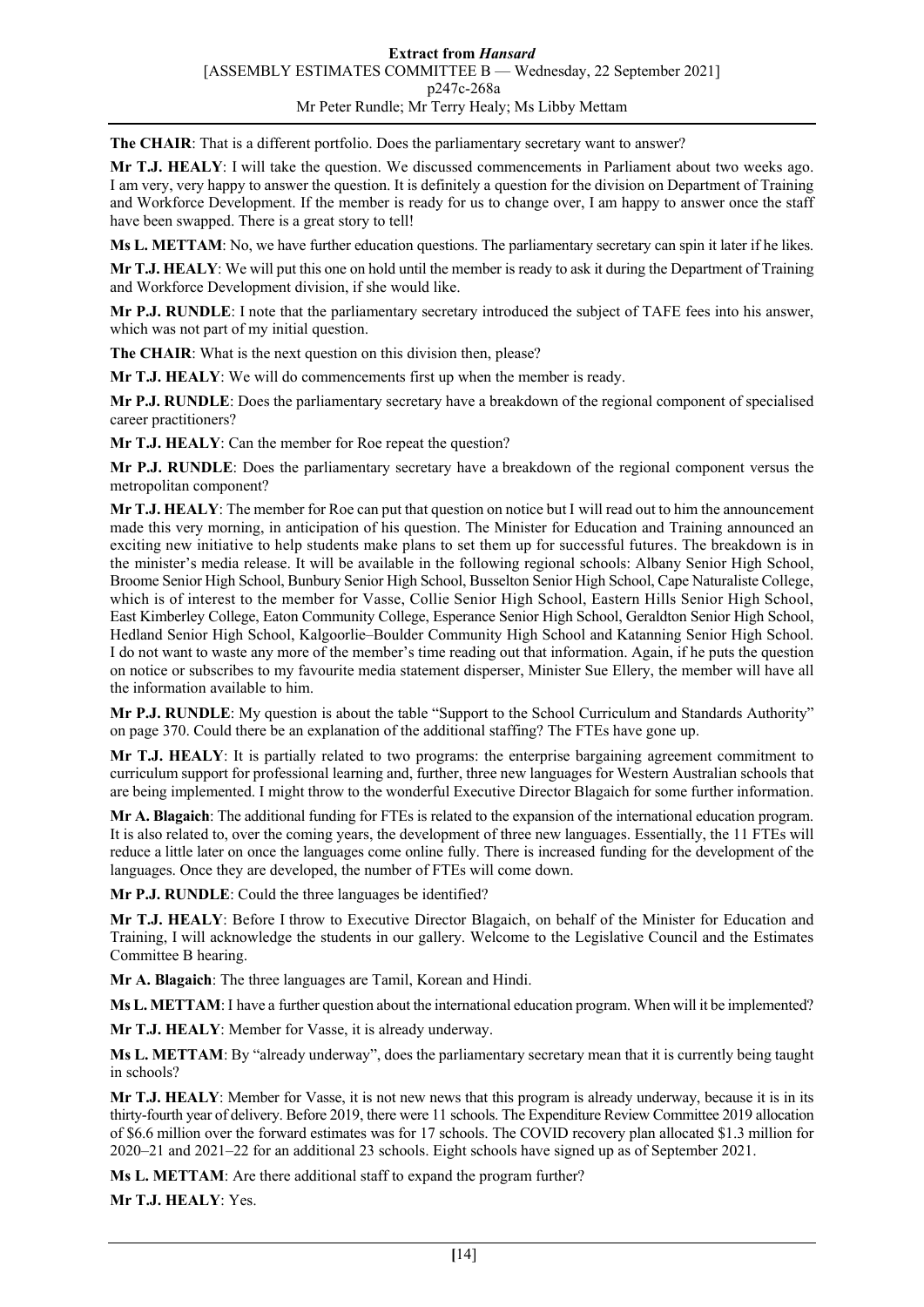**The CHAIR**: That is a different portfolio. Does the parliamentary secretary want to answer?

**Mr T.J. HEALY**: I will take the question. We discussed commencements in Parliament about two weeks ago. I am very, very happy to answer the question. It is definitely a question for the division on Department of Training and Workforce Development. If the member is ready for us to change over, I am happy to answer once the staff have been swapped. There is a great story to tell!

**Ms L. METTAM**: No, we have further education questions. The parliamentary secretary can spin it later if he likes.

**Mr T.J. HEALY**: We will put this one on hold until the member is ready to ask it during the Department of Training and Workforce Development division, if she would like.

**Mr P.J. RUNDLE**: I note that the parliamentary secretary introduced the subject of TAFE fees into his answer, which was not part of my initial question.

**The CHAIR**: What is the next question on this division then, please?

**Mr T.J. HEALY**: We will do commencements first up when the member is ready.

**Mr P.J. RUNDLE**: Does the parliamentary secretary have a breakdown of the regional component of specialised career practitioners?

**Mr T.J. HEALY**: Can the member for Roe repeat the question?

**Mr P.J. RUNDLE**: Does the parliamentary secretary have a breakdown of the regional component versus the metropolitan component?

**Mr T.J. HEALY**: The member for Roe can put that question on notice but I will read out to him the announcement made this very morning, in anticipation of his question. The Minister for Education and Training announced an exciting new initiative to help students make plans to set them up for successful futures. The breakdown is in the minister's media release. It will be available in the following regional schools: Albany Senior High School, Broome Senior High School, Bunbury Senior High School, Busselton Senior High School, Cape Naturaliste College, which is of interest to the member for Vasse, Collie Senior High School, Eastern Hills Senior High School, East Kimberley College, Eaton Community College, Esperance Senior High School, Geraldton Senior High School, Hedland Senior High School, Kalgoorlie–Boulder Community High School and Katanning Senior High School. I do not want to waste any more of the member's time reading out that information. Again, if he puts the question on notice or subscribes to my favourite media statement disperser, Minister Sue Ellery, the member will have all the information available to him.

**Mr P.J. RUNDLE**: My question is about the table "Support to the School Curriculum and Standards Authority" on page 370. Could there be an explanation of the additional staffing? The FTEs have gone up.

**Mr T.J. HEALY**: It is partially related to two programs: the enterprise bargaining agreement commitment to curriculum support for professional learning and, further, three new languages for Western Australian schools that are being implemented. I might throw to the wonderful Executive Director Blagaich for some further information.

**Mr A. Blagaich**: The additional funding for FTEs is related to the expansion of the international education program. It is also related to, over the coming years, the development of three new languages. Essentially, the 11 FTEs will reduce a little later on once the languages come online fully. There is increased funding for the development of the languages. Once they are developed, the number of FTEs will come down.

**Mr P.J. RUNDLE**: Could the three languages be identified?

**Mr T.J. HEALY**: Before I throw to Executive Director Blagaich, on behalf of the Minister for Education and Training, I will acknowledge the students in our gallery. Welcome to the Legislative Council and the Estimates Committee B hearing.

**Mr A. Blagaich**: The three languages are Tamil, Korean and Hindi.

**Ms L. METTAM**: I have a further question about the international education program. When will it be implemented?

**Mr T.J. HEALY**: Member for Vasse, it is already underway.

**Ms L. METTAM**: By "already underway", does the parliamentary secretary mean that it is currently being taught in schools?

**Mr T.J. HEALY**: Member for Vasse, it is not new news that this program is already underway, because it is in its thirty-fourth year of delivery. Before 2019, there were 11 schools. The Expenditure Review Committee 2019 allocation of $6.6 million over the forward estimates was for 17 schools. The COVID recovery plan allocated $1.3 million for 2020–21 and 2021–22 for an additional 23 schools. Eight schools have signed up as of September 2021.

**Ms L. METTAM**: Are there additional staff to expand the program further?

**Mr T.J. HEALY**: Yes.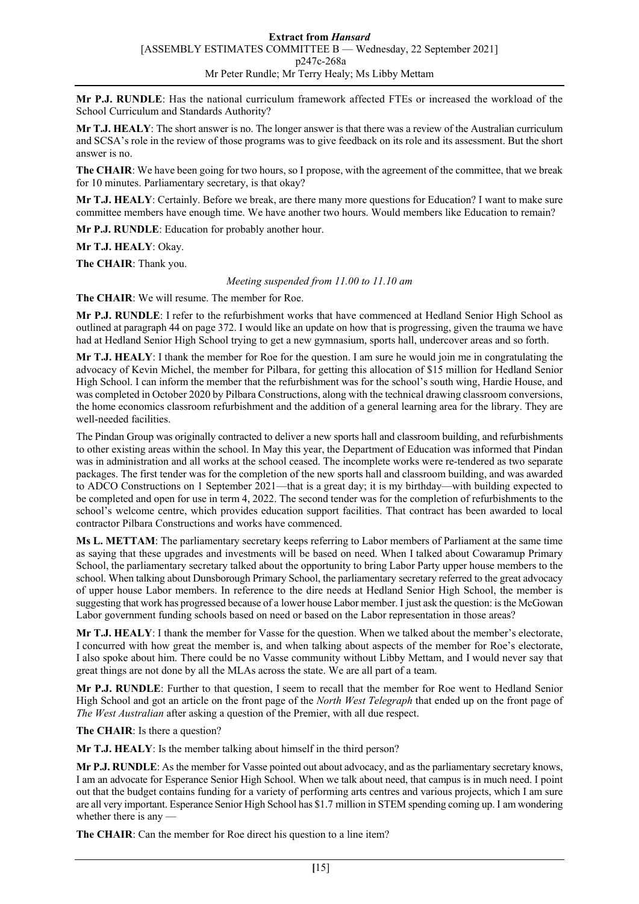**Mr P.J. RUNDLE**: Has the national curriculum framework affected FTEs or increased the workload of the School Curriculum and Standards Authority?

**Mr T.J. HEALY**: The short answer is no. The longer answer is that there was a review of the Australian curriculum and SCSA's role in the review of those programs was to give feedback on its role and its assessment. But the short answer is no.

**The CHAIR**: We have been going for two hours, so I propose, with the agreement of the committee, that we break for 10 minutes. Parliamentary secretary, is that okay?

**Mr T.J. HEALY**: Certainly. Before we break, are there many more questions for Education? I want to make sure committee members have enough time. We have another two hours. Would members like Education to remain?

**Mr P.J. RUNDLE**: Education for probably another hour.

**Mr T.J. HEALY**: Okay.

**The CHAIR**: Thank you.

*Meeting suspended from 11.00 to 11.10 am*

**The CHAIR**: We will resume. The member for Roe.

**Mr P.J. RUNDLE**: I refer to the refurbishment works that have commenced at Hedland Senior High School as outlined at paragraph 44 on page 372. I would like an update on how that is progressing, given the trauma we have had at Hedland Senior High School trying to get a new gymnasium, sports hall, undercover areas and so forth.

**Mr T.J. HEALY**: I thank the member for Roe for the question. I am sure he would join me in congratulating the advocacy of Kevin Michel, the member for Pilbara, for getting this allocation of $15 million for Hedland Senior High School. I can inform the member that the refurbishment was for the school's south wing, Hardie House, and was completed in October 2020 by Pilbara Constructions, along with the technical drawing classroom conversions, the home economics classroom refurbishment and the addition of a general learning area for the library. They are well-needed facilities.

The Pindan Group was originally contracted to deliver a new sports hall and classroom building, and refurbishments to other existing areas within the school. In May this year, the Department of Education was informed that Pindan was in administration and all works at the school ceased. The incomplete works were re-tendered as two separate packages. The first tender was for the completion of the new sports hall and classroom building, and was awarded to ADCO Constructions on 1 September 2021—that is a great day; it is my birthday—with building expected to be completed and open for use in term 4, 2022. The second tender was for the completion of refurbishments to the school's welcome centre, which provides education support facilities. That contract has been awarded to local contractor Pilbara Constructions and works have commenced.

**Ms L. METTAM**: The parliamentary secretary keeps referring to Labor members of Parliament at the same time as saying that these upgrades and investments will be based on need. When I talked about Cowaramup Primary School, the parliamentary secretary talked about the opportunity to bring Labor Party upper house members to the school. When talking about Dunsborough Primary School, the parliamentary secretary referred to the great advocacy of upper house Labor members. In reference to the dire needs at Hedland Senior High School, the member is suggesting that work has progressed because of a lower house Labor member. I just ask the question: is the McGowan Labor government funding schools based on need or based on the Labor representation in those areas?

**Mr T.J. HEALY**: I thank the member for Vasse for the question. When we talked about the member's electorate, I concurred with how great the member is, and when talking about aspects of the member for Roe's electorate, I also spoke about him. There could be no Vasse community without Libby Mettam, and I would never say that great things are not done by all the MLAs across the state. We are all part of a team.

**Mr P.J. RUNDLE**: Further to that question, I seem to recall that the member for Roe went to Hedland Senior High School and got an article on the front page of the *North West Telegraph* that ended up on the front page of *The West Australian* after asking a question of the Premier, with all due respect.

**The CHAIR**: Is there a question?

**Mr T.J. HEALY**: Is the member talking about himself in the third person?

**Mr P.J. RUNDLE**: As the member for Vasse pointed out about advocacy, and as the parliamentary secretary knows, I am an advocate for Esperance Senior High School. When we talk about need, that campus is in much need. I point out that the budget contains funding for a variety of performing arts centres and various projects, which I am sure are all very important. Esperance Senior High School has $1.7 million in STEM spending coming up. I am wondering whether there is any —

**The CHAIR**: Can the member for Roe direct his question to a line item?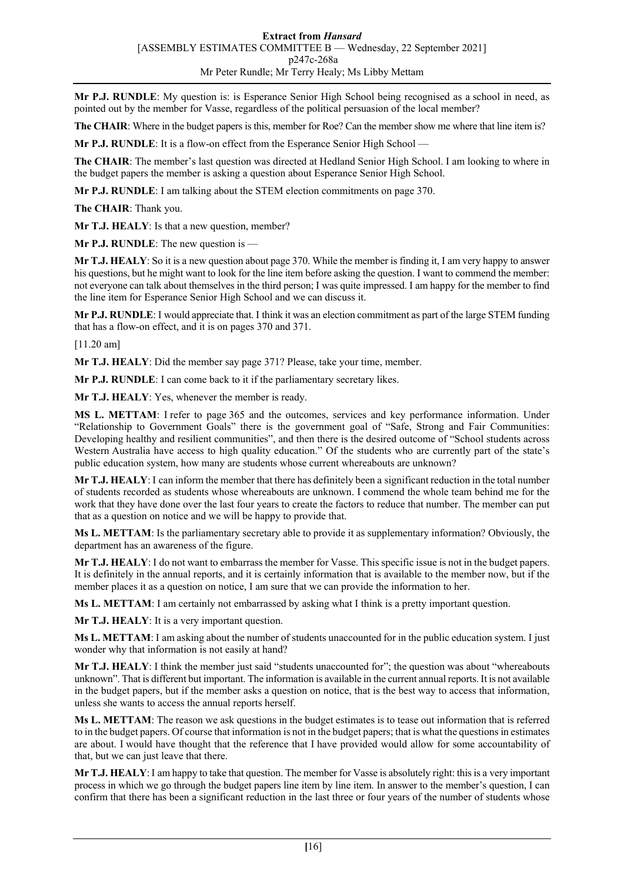**Mr P.J. RUNDLE**: My question is: is Esperance Senior High School being recognised as a school in need, as pointed out by the member for Vasse, regardless of the political persuasion of the local member?

**The CHAIR**: Where in the budget papers is this, member for Roe? Can the member show me where that line item is?

**Mr P.J. RUNDLE**: It is a flow-on effect from the Esperance Senior High School —

**The CHAIR**: The member's last question was directed at Hedland Senior High School. I am looking to where in the budget papers the member is asking a question about Esperance Senior High School.

**Mr P.J. RUNDLE**: I am talking about the STEM election commitments on page 370.

**The CHAIR**: Thank you.

**Mr T.J. HEALY**: Is that a new question, member?

**Mr P.J. RUNDLE**: The new question is —

**Mr T.J. HEALY**: So it is a new question about page 370. While the member is finding it, I am very happy to answer his questions, but he might want to look for the line item before asking the question. I want to commend the member: not everyone can talk about themselves in the third person; I was quite impressed. I am happy for the member to find the line item for Esperance Senior High School and we can discuss it.

**Mr P.J. RUNDLE**: I would appreciate that. I think it was an election commitment as part of the large STEM funding that has a flow-on effect, and it is on pages 370 and 371.

[11.20 am]

**Mr T.J. HEALY**: Did the member say page 371? Please, take your time, member.

**Mr P.J. RUNDLE**: I can come back to it if the parliamentary secretary likes.

**Mr T.J. HEALY**: Yes, whenever the member is ready.

**MS L. METTAM**: I refer to page 365 and the outcomes, services and key performance information. Under "Relationship to Government Goals" there is the government goal of "Safe, Strong and Fair Communities: Developing healthy and resilient communities", and then there is the desired outcome of "School students across Western Australia have access to high quality education." Of the students who are currently part of the state's public education system, how many are students whose current whereabouts are unknown?

**Mr T.J. HEALY**: I can inform the member that there has definitely been a significant reduction in the total number of students recorded as students whose whereabouts are unknown. I commend the whole team behind me for the work that they have done over the last four years to create the factors to reduce that number. The member can put that as a question on notice and we will be happy to provide that.

**Ms L. METTAM**: Is the parliamentary secretary able to provide it as supplementary information? Obviously, the department has an awareness of the figure.

**Mr T.J. HEALY**: I do not want to embarrass the member for Vasse. This specific issue is not in the budget papers. It is definitely in the annual reports, and it is certainly information that is available to the member now, but if the member places it as a question on notice, I am sure that we can provide the information to her.

**Ms L. METTAM**: I am certainly not embarrassed by asking what I think is a pretty important question.

**Mr T.J. HEALY**: It is a very important question.

**Ms L. METTAM**: I am asking about the number of students unaccounted for in the public education system. I just wonder why that information is not easily at hand?

**Mr T.J. HEALY**: I think the member just said "students unaccounted for"; the question was about "whereabouts unknown". That is different but important. The information is available in the current annual reports. It is not available in the budget papers, but if the member asks a question on notice, that is the best way to access that information, unless she wants to access the annual reports herself.

**Ms L. METTAM**: The reason we ask questions in the budget estimates is to tease out information that is referred to in the budget papers. Of course that information is not in the budget papers; that is what the questions in estimates are about. I would have thought that the reference that I have provided would allow for some accountability of that, but we can just leave that there.

**Mr T.J. HEALY**: I am happy to take that question. The member for Vasse is absolutely right: this is a very important process in which we go through the budget papers line item by line item. In answer to the member's question, I can confirm that there has been a significant reduction in the last three or four years of the number of students whose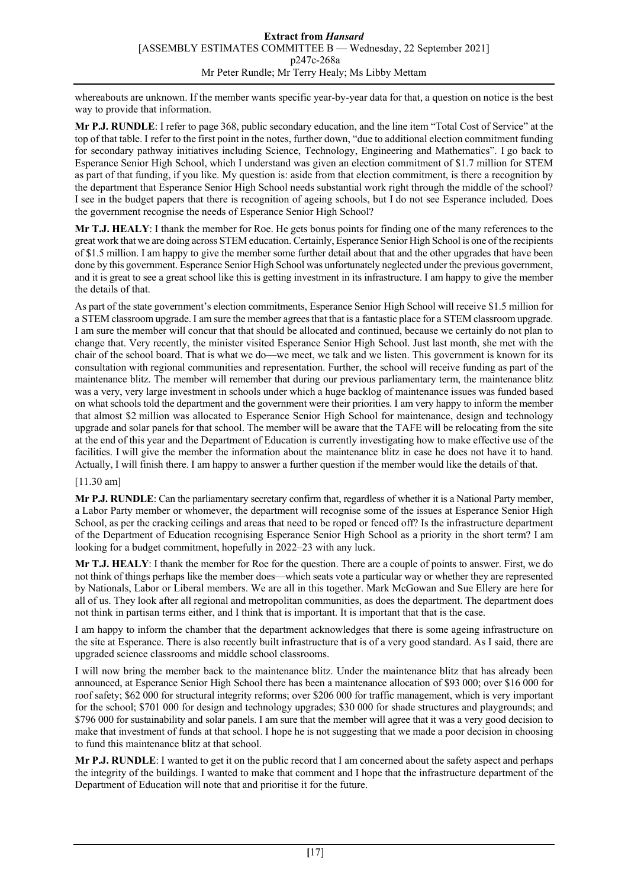whereabouts are unknown. If the member wants specific year-by-year data for that, a question on notice is the best way to provide that information.

**Mr P.J. RUNDLE**: I refer to page 368, public secondary education, and the line item "Total Cost of Service" at the top of that table. I refer to the first point in the notes, further down, "due to additional election commitment funding for secondary pathway initiatives including Science, Technology, Engineering and Mathematics". I go back to Esperance Senior High School, which I understand was given an election commitment of $1.7 million for STEM as part of that funding, if you like. My question is: aside from that election commitment, is there a recognition by the department that Esperance Senior High School needs substantial work right through the middle of the school? I see in the budget papers that there is recognition of ageing schools, but I do not see Esperance included. Does the government recognise the needs of Esperance Senior High School?

**Mr T.J. HEALY**: I thank the member for Roe. He gets bonus points for finding one of the many references to the great work that we are doing across STEM education. Certainly, Esperance Senior High School is one of the recipients of $1.5 million. I am happy to give the member some further detail about that and the other upgrades that have been done by this government. Esperance Senior High School was unfortunately neglected under the previous government, and it is great to see a great school like this is getting investment in its infrastructure. I am happy to give the member the details of that.

As part of the state government's election commitments, Esperance Senior High School will receive $1.5 million for a STEM classroom upgrade. I am sure the member agrees that that is a fantastic place for a STEM classroom upgrade. I am sure the member will concur that that should be allocated and continued, because we certainly do not plan to change that. Very recently, the minister visited Esperance Senior High School. Just last month, she met with the chair of the school board. That is what we do—we meet, we talk and we listen. This government is known for its consultation with regional communities and representation. Further, the school will receive funding as part of the maintenance blitz. The member will remember that during our previous parliamentary term, the maintenance blitz was a very, very large investment in schools under which a huge backlog of maintenance issues was funded based on what schools told the department and the government were their priorities. I am very happy to inform the member that almost $2 million was allocated to Esperance Senior High School for maintenance, design and technology upgrade and solar panels for that school. The member will be aware that the TAFE will be relocating from the site at the end of this year and the Department of Education is currently investigating how to make effective use of the facilities. I will give the member the information about the maintenance blitz in case he does not have it to hand. Actually, I will finish there. I am happy to answer a further question if the member would like the details of that.

[11.30 am]

**Mr P.J. RUNDLE**: Can the parliamentary secretary confirm that, regardless of whether it is a National Party member, a Labor Party member or whomever, the department will recognise some of the issues at Esperance Senior High School, as per the cracking ceilings and areas that need to be roped or fenced off? Is the infrastructure department of the Department of Education recognising Esperance Senior High School as a priority in the short term? I am looking for a budget commitment, hopefully in 2022–23 with any luck.

**Mr T.J. HEALY**: I thank the member for Roe for the question. There are a couple of points to answer. First, we do not think of things perhaps like the member does—which seats vote a particular way or whether they are represented by Nationals, Labor or Liberal members. We are all in this together. Mark McGowan and Sue Ellery are here for all of us. They look after all regional and metropolitan communities, as does the department. The department does not think in partisan terms either, and I think that is important. It is important that that is the case.

I am happy to inform the chamber that the department acknowledges that there is some ageing infrastructure on the site at Esperance. There is also recently built infrastructure that is of a very good standard. As I said, there are upgraded science classrooms and middle school classrooms.

I will now bring the member back to the maintenance blitz. Under the maintenance blitz that has already been announced, at Esperance Senior High School there has been a maintenance allocation of $93 000; over $16 000 for roof safety; $62 000 for structural integrity reforms; over $206 000 for traffic management, which is very important for the school; $701 000 for design and technology upgrades; $30 000 for shade structures and playgrounds; and $796 000 for sustainability and solar panels. I am sure that the member will agree that it was a very good decision to make that investment of funds at that school. I hope he is not suggesting that we made a poor decision in choosing to fund this maintenance blitz at that school.

**Mr P.J. RUNDLE**: I wanted to get it on the public record that I am concerned about the safety aspect and perhaps the integrity of the buildings. I wanted to make that comment and I hope that the infrastructure department of the Department of Education will note that and prioritise it for the future.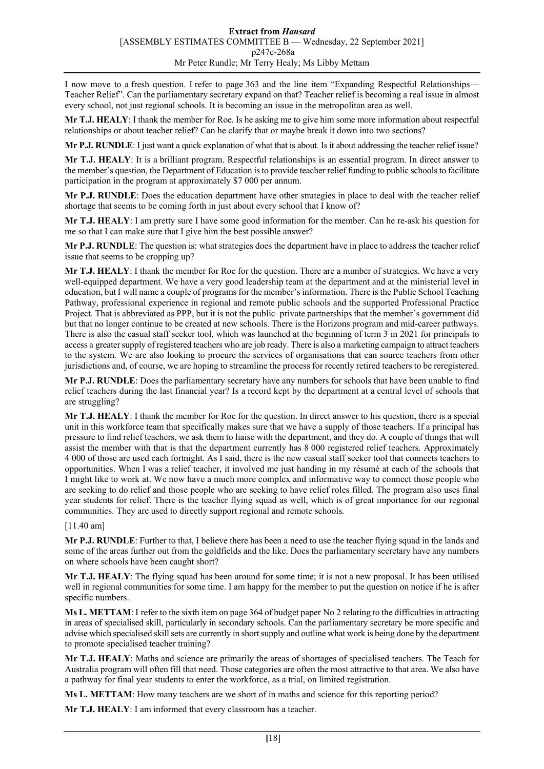I now move to a fresh question. I refer to page 363 and the line item "Expanding Respectful Relationships—Teacher Relief". Can the parliamentary secretary expand on that? Teacher relief is becoming a real issue in almost every school, not just regional schools. It is becoming an issue in the metropolitan area as well.

**Mr T.J. HEALY**: I thank the member for Roe. Is he asking me to give him some more information about respectful relationships or about teacher relief? Can he clarify that or maybe break it down into two sections?

**Mr P.J. RUNDLE**: I just want a quick explanation of what that is about. Is it about addressing the teacher relief issue?

**Mr T.J. HEALY**: It is a brilliant program. Respectful relationships is an essential program. In direct answer to the member's question, the Department of Education is to provide teacher relief funding to public schools to facilitate participation in the program at approximately $7 000 per annum.

**Mr P.J. RUNDLE**: Does the education department have other strategies in place to deal with the teacher relief shortage that seems to be coming forth in just about every school that I know of?

**Mr T.J. HEALY**: I am pretty sure I have some good information for the member. Can he re-ask his question for me so that I can make sure that I give him the best possible answer?

**Mr P.J. RUNDLE**: The question is: what strategies does the department have in place to address the teacher relief issue that seems to be cropping up?

**Mr T.J. HEALY**: I thank the member for Roe for the question. There are a number of strategies. We have a very well-equipped department. We have a very good leadership team at the department and at the ministerial level in education, but I will name a couple of programs for the member's information. There is the Public School Teaching Pathway, professional experience in regional and remote public schools and the supported Professional Practice Project. That is abbreviated as PPP, but it is not the public–private partnerships that the member's government did but that no longer continue to be created at new schools. There is the Horizons program and mid-career pathways. There is also the casual staff seeker tool, which was launched at the beginning of term 3 in 2021 for principals to access a greater supply of registered teachers who are job ready. There is also a marketing campaign to attract teachers to the system. We are also looking to procure the services of organisations that can source teachers from other jurisdictions and, of course, we are hoping to streamline the process for recently retired teachers to be reregistered.

**Mr P.J. RUNDLE**: Does the parliamentary secretary have any numbers for schools that have been unable to find relief teachers during the last financial year? Is a record kept by the department at a central level of schools that are struggling?

**Mr T.J. HEALY**: I thank the member for Roe for the question. In direct answer to his question, there is a special unit in this workforce team that specifically makes sure that we have a supply of those teachers. If a principal has pressure to find relief teachers, we ask them to liaise with the department, and they do. A couple of things that will assist the member with that is that the department currently has 8 000 registered relief teachers. Approximately 4 000 of those are used each fortnight. As I said, there is the new casual staff seeker tool that connects teachers to opportunities. When I was a relief teacher, it involved me just handing in my résumé at each of the schools that I might like to work at. We now have a much more complex and informative way to connect those people who are seeking to do relief and those people who are seeking to have relief roles filled. The program also uses final year students for relief. There is the teacher flying squad as well, which is of great importance for our regional communities. They are used to directly support regional and remote schools.

[11.40 am]

**Mr P.J. RUNDLE**: Further to that, I believe there has been a need to use the teacher flying squad in the lands and some of the areas further out from the goldfields and the like. Does the parliamentary secretary have any numbers on where schools have been caught short?

**Mr T.J. HEALY**: The flying squad has been around for some time; it is not a new proposal. It has been utilised well in regional communities for some time. I am happy for the member to put the question on notice if he is after specific numbers.

**Ms L. METTAM**: I refer to the sixth item on page 364 of budget paper No 2 relating to the difficulties in attracting in areas of specialised skill, particularly in secondary schools. Can the parliamentary secretary be more specific and advise which specialised skill sets are currently in short supply and outline what work is being done by the department to promote specialised teacher training?

**Mr T.J. HEALY**: Maths and science are primarily the areas of shortages of specialised teachers. The Teach for Australia program will often fill that need. Those categories are often the most attractive to that area. We also have a pathway for final year students to enter the workforce, as a trial, on limited registration.

**Ms L. METTAM**: How many teachers are we short of in maths and science for this reporting period?

**Mr T.J. HEALY**: I am informed that every classroom has a teacher.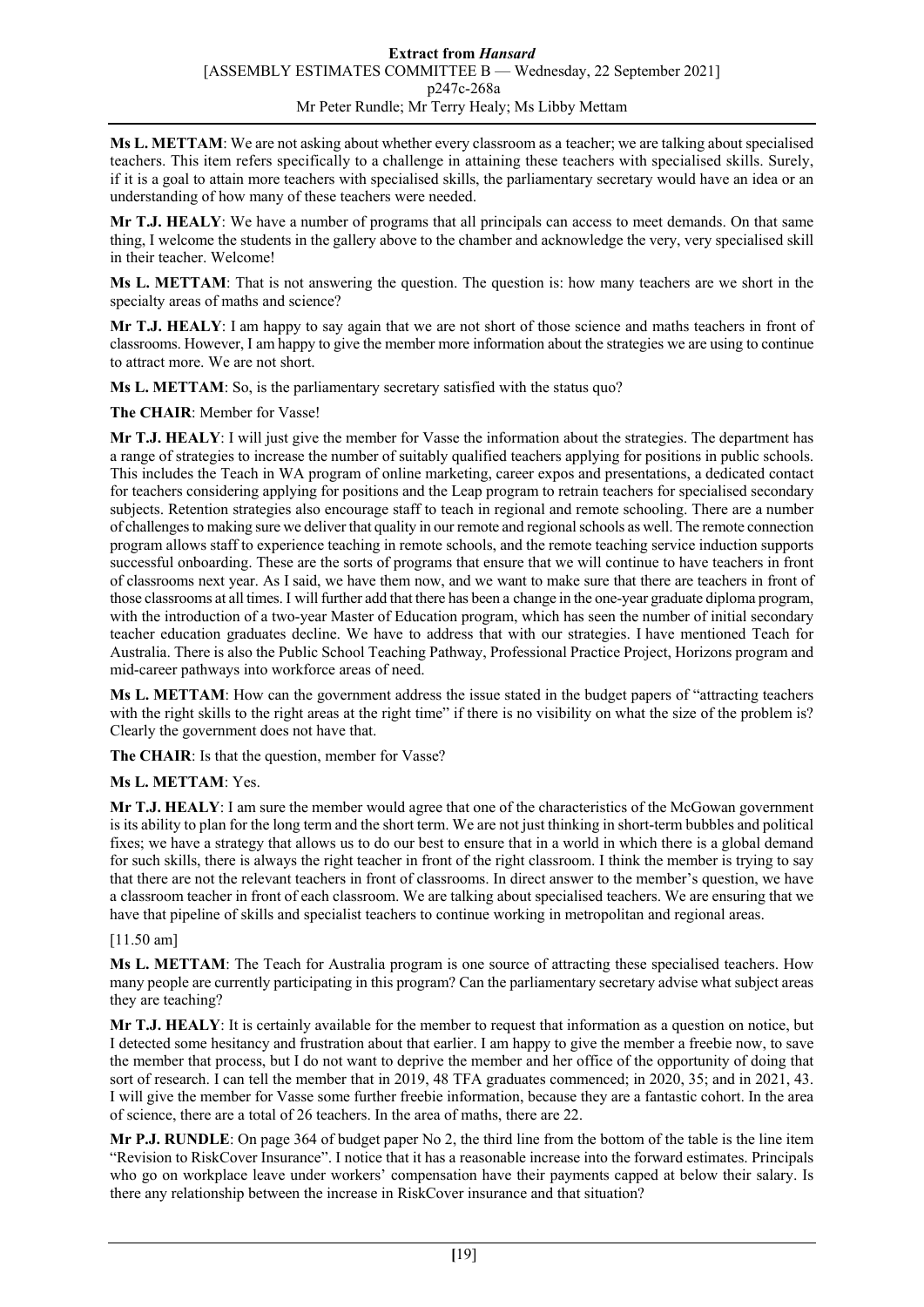**Ms L. METTAM**: We are not asking about whether every classroom as a teacher; we are talking about specialised teachers. This item refers specifically to a challenge in attaining these teachers with specialised skills. Surely, if it is a goal to attain more teachers with specialised skills, the parliamentary secretary would have an idea or an understanding of how many of these teachers were needed.

**Mr T.J. HEALY**: We have a number of programs that all principals can access to meet demands. On that same thing, I welcome the students in the gallery above to the chamber and acknowledge the very, very specialised skill in their teacher. Welcome!

**Ms L. METTAM**: That is not answering the question. The question is: how many teachers are we short in the specialty areas of maths and science?

**Mr T.J. HEALY**: I am happy to say again that we are not short of those science and maths teachers in front of classrooms. However, I am happy to give the member more information about the strategies we are using to continue to attract more. We are not short.

**Ms L. METTAM**: So, is the parliamentary secretary satisfied with the status quo?

**The CHAIR**: Member for Vasse!

**Mr T.J. HEALY**: I will just give the member for Vasse the information about the strategies. The department has a range of strategies to increase the number of suitably qualified teachers applying for positions in public schools. This includes the Teach in WA program of online marketing, career expos and presentations, a dedicated contact for teachers considering applying for positions and the Leap program to retrain teachers for specialised secondary subjects. Retention strategies also encourage staff to teach in regional and remote schooling. There are a number of challenges to making sure we deliver that quality in our remote and regional schools as well. The remote connection program allows staff to experience teaching in remote schools, and the remote teaching service induction supports successful onboarding. These are the sorts of programs that ensure that we will continue to have teachers in front of classrooms next year. As I said, we have them now, and we want to make sure that there are teachers in front of those classrooms at all times. I will further add that there has been a change in the one-year graduate diploma program, with the introduction of a two-year Master of Education program, which has seen the number of initial secondary teacher education graduates decline. We have to address that with our strategies. I have mentioned Teach for Australia. There is also the Public School Teaching Pathway, Professional Practice Project, Horizons program and mid-career pathways into workforce areas of need.

**Ms L. METTAM**: How can the government address the issue stated in the budget papers of "attracting teachers with the right skills to the right areas at the right time" if there is no visibility on what the size of the problem is? Clearly the government does not have that.

**The CHAIR**: Is that the question, member for Vasse?

**Ms L. METTAM**: Yes.

**Mr T.J. HEALY**: I am sure the member would agree that one of the characteristics of the McGowan government is its ability to plan for the long term and the short term. We are not just thinking in short-term bubbles and political fixes; we have a strategy that allows us to do our best to ensure that in a world in which there is a global demand for such skills, there is always the right teacher in front of the right classroom. I think the member is trying to say that there are not the relevant teachers in front of classrooms. In direct answer to the member's question, we have a classroom teacher in front of each classroom. We are talking about specialised teachers. We are ensuring that we have that pipeline of skills and specialist teachers to continue working in metropolitan and regional areas.

[11.50 am]

**Ms L. METTAM**: The Teach for Australia program is one source of attracting these specialised teachers. How many people are currently participating in this program? Can the parliamentary secretary advise what subject areas they are teaching?

**Mr T.J. HEALY**: It is certainly available for the member to request that information as a question on notice, but I detected some hesitancy and frustration about that earlier. I am happy to give the member a freebie now, to save the member that process, but I do not want to deprive the member and her office of the opportunity of doing that sort of research. I can tell the member that in 2019, 48 TFA graduates commenced; in 2020, 35; and in 2021, 43. I will give the member for Vasse some further freebie information, because they are a fantastic cohort. In the area of science, there are a total of 26 teachers. In the area of maths, there are 22.

**Mr P.J. RUNDLE**: On page 364 of budget paper No 2, the third line from the bottom of the table is the line item "Revision to RiskCover Insurance". I notice that it has a reasonable increase into the forward estimates. Principals who go on workplace leave under workers' compensation have their payments capped at below their salary. Is there any relationship between the increase in RiskCover insurance and that situation?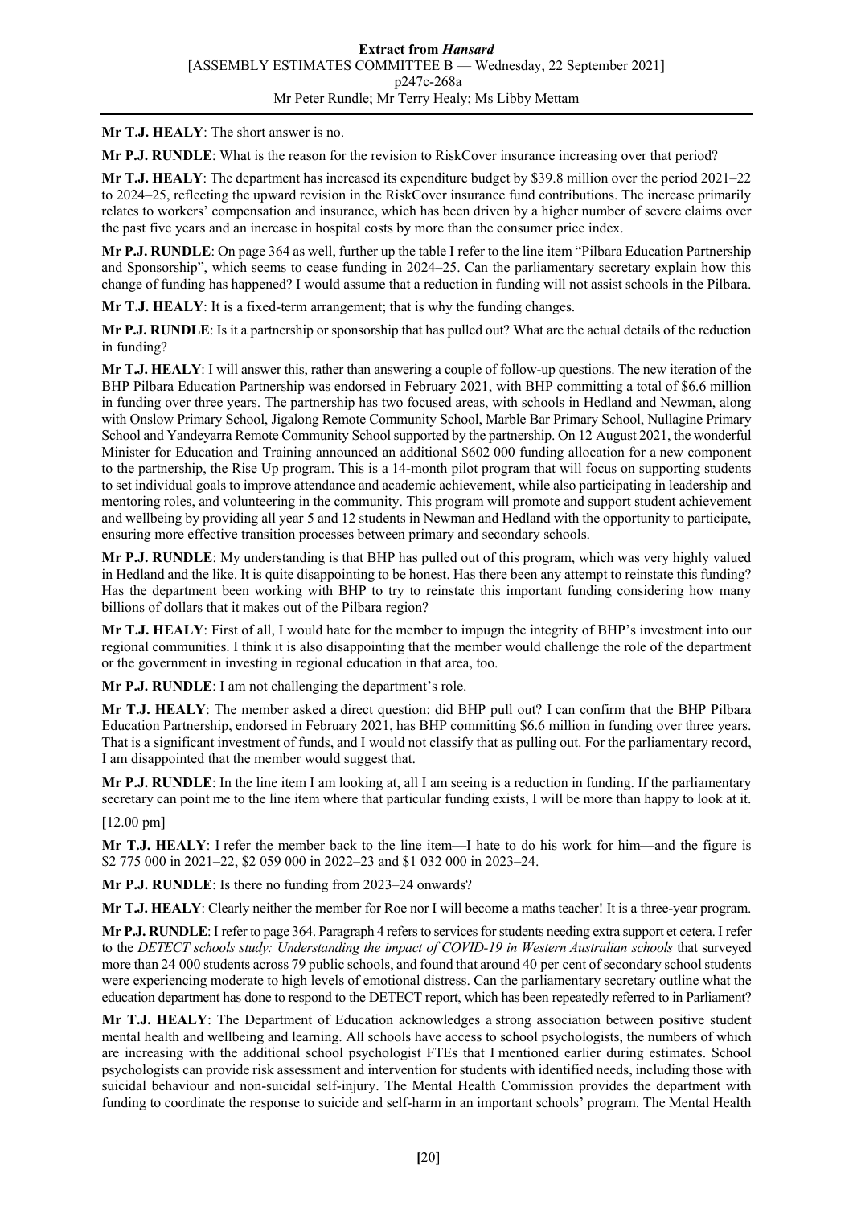**Mr T.J. HEALY**: The short answer is no.

**Mr P.J. RUNDLE**: What is the reason for the revision to RiskCover insurance increasing over that period?

**Mr T.J. HEALY**: The department has increased its expenditure budget by $39.8 million over the period 2021–22 to 2024–25, reflecting the upward revision in the RiskCover insurance fund contributions. The increase primarily relates to workers' compensation and insurance, which has been driven by a higher number of severe claims over the past five years and an increase in hospital costs by more than the consumer price index.

**Mr P.J. RUNDLE**: On page 364 as well, further up the table I refer to the line item "Pilbara Education Partnership and Sponsorship", which seems to cease funding in 2024–25. Can the parliamentary secretary explain how this change of funding has happened? I would assume that a reduction in funding will not assist schools in the Pilbara.

**Mr T.J. HEALY**: It is a fixed-term arrangement; that is why the funding changes.

**Mr P.J. RUNDLE**: Is it a partnership or sponsorship that has pulled out? What are the actual details of the reduction in funding?

**Mr T.J. HEALY**: I will answer this, rather than answering a couple of follow-up questions. The new iteration of the BHP Pilbara Education Partnership was endorsed in February 2021, with BHP committing a total of $6.6 million in funding over three years. The partnership has two focused areas, with schools in Hedland and Newman, along with Onslow Primary School, Jigalong Remote Community School, Marble Bar Primary School, Nullagine Primary School and Yandeyarra Remote Community School supported by the partnership. On 12 August 2021, the wonderful Minister for Education and Training announced an additional $602 000 funding allocation for a new component to the partnership, the Rise Up program. This is a 14-month pilot program that will focus on supporting students to set individual goals to improve attendance and academic achievement, while also participating in leadership and mentoring roles, and volunteering in the community. This program will promote and support student achievement and wellbeing by providing all year 5 and 12 students in Newman and Hedland with the opportunity to participate, ensuring more effective transition processes between primary and secondary schools.

**Mr P.J. RUNDLE**: My understanding is that BHP has pulled out of this program, which was very highly valued in Hedland and the like. It is quite disappointing to be honest. Has there been any attempt to reinstate this funding? Has the department been working with BHP to try to reinstate this important funding considering how many billions of dollars that it makes out of the Pilbara region?

**Mr T.J. HEALY**: First of all, I would hate for the member to impugn the integrity of BHP's investment into our regional communities. I think it is also disappointing that the member would challenge the role of the department or the government in investing in regional education in that area, too.

**Mr P.J. RUNDLE**: I am not challenging the department's role.

**Mr T.J. HEALY**: The member asked a direct question: did BHP pull out? I can confirm that the BHP Pilbara Education Partnership, endorsed in February 2021, has BHP committing $6.6 million in funding over three years. That is a significant investment of funds, and I would not classify that as pulling out. For the parliamentary record, I am disappointed that the member would suggest that.

**Mr P.J. RUNDLE**: In the line item I am looking at, all I am seeing is a reduction in funding. If the parliamentary secretary can point me to the line item where that particular funding exists, I will be more than happy to look at it.

[12.00 pm]

**Mr T.J. HEALY**: I refer the member back to the line item—I hate to do his work for him—and the figure is $2 775 000 in 2021–22, $2 059 000 in 2022–23 and $1 032 000 in 2023–24.

**Mr P.J. RUNDLE**: Is there no funding from 2023–24 onwards?

**Mr T.J. HEALY**: Clearly neither the member for Roe nor I will become a maths teacher! It is a three-year program.

**Mr P.J. RUNDLE**: I refer to page 364. Paragraph 4 refers to services for students needing extra support et cetera. I refer to the *DETECT schools study: Understanding the impact of COVID-19 in Western Australian schools* that surveyed more than 24 000 students across 79 public schools, and found that around 40 per cent of secondary school students were experiencing moderate to high levels of emotional distress. Can the parliamentary secretary outline what the education department has done to respond to the DETECT report, which has been repeatedly referred to in Parliament?

**Mr T.J. HEALY**: The Department of Education acknowledges a strong association between positive student mental health and wellbeing and learning. All schools have access to school psychologists, the numbers of which are increasing with the additional school psychologist FTEs that I mentioned earlier during estimates. School psychologists can provide risk assessment and intervention for students with identified needs, including those with suicidal behaviour and non-suicidal self-injury. The Mental Health Commission provides the department with funding to coordinate the response to suicide and self-harm in an important schools' program. The Mental Health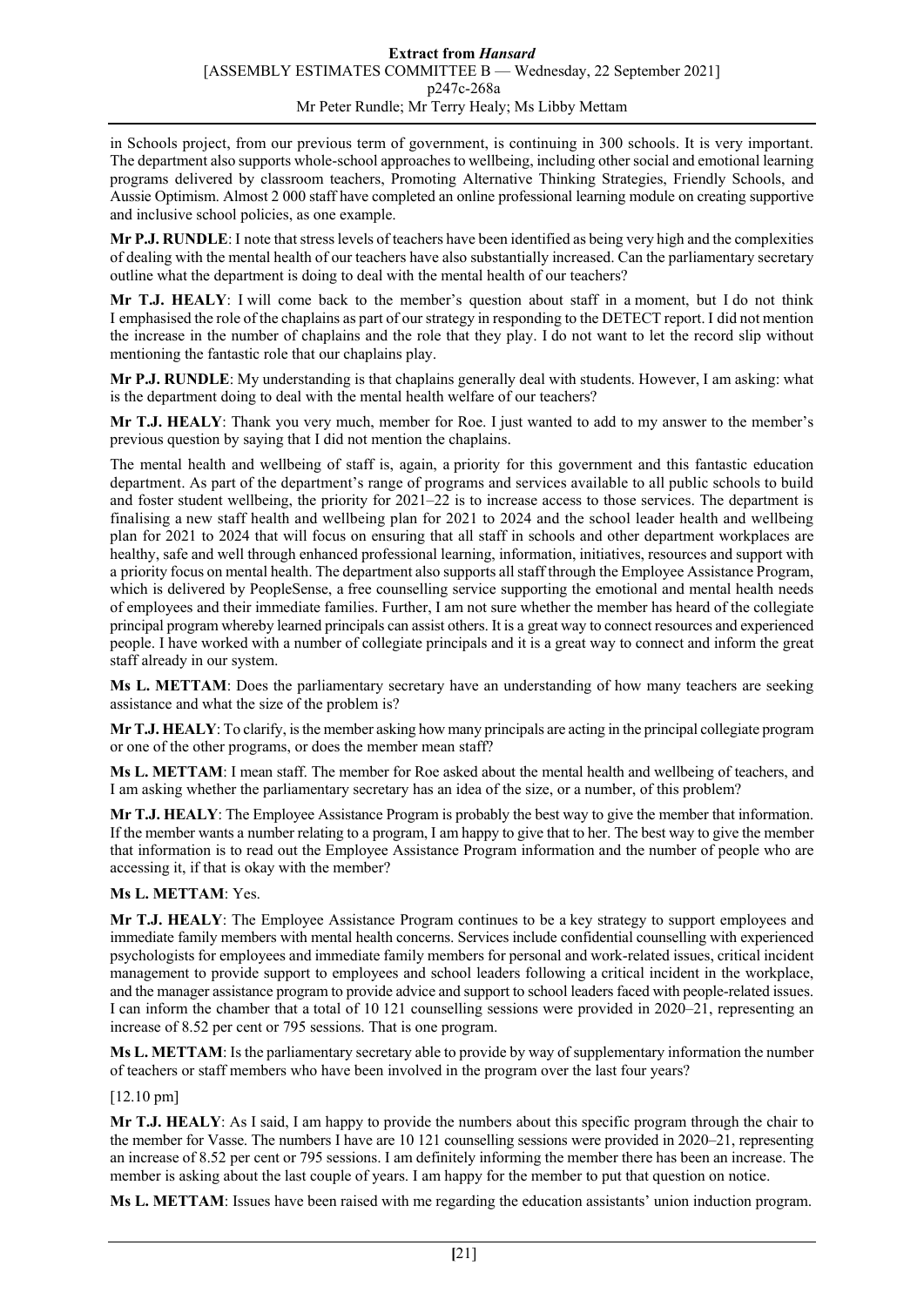in Schools project, from our previous term of government, is continuing in 300 schools. It is very important. The department also supports whole-school approaches to wellbeing, including other social and emotional learning programs delivered by classroom teachers, Promoting Alternative Thinking Strategies, Friendly Schools, and Aussie Optimism. Almost 2 000 staff have completed an online professional learning module on creating supportive and inclusive school policies, as one example.

**Mr P.J. RUNDLE**: I note that stress levels of teachers have been identified as being very high and the complexities of dealing with the mental health of our teachers have also substantially increased. Can the parliamentary secretary outline what the department is doing to deal with the mental health of our teachers?

**Mr T.J. HEALY**: I will come back to the member's question about staff in a moment, but I do not think I emphasised the role of the chaplains as part of our strategy in responding to the DETECT report. I did not mention the increase in the number of chaplains and the role that they play. I do not want to let the record slip without mentioning the fantastic role that our chaplains play.

**Mr P.J. RUNDLE**: My understanding is that chaplains generally deal with students. However, I am asking: what is the department doing to deal with the mental health welfare of our teachers?

**Mr T.J. HEALY**: Thank you very much, member for Roe. I just wanted to add to my answer to the member's previous question by saying that I did not mention the chaplains.

The mental health and wellbeing of staff is, again, a priority for this government and this fantastic education department. As part of the department's range of programs and services available to all public schools to build and foster student wellbeing, the priority for 2021–22 is to increase access to those services. The department is finalising a new staff health and wellbeing plan for 2021 to 2024 and the school leader health and wellbeing plan for 2021 to 2024 that will focus on ensuring that all staff in schools and other department workplaces are healthy, safe and well through enhanced professional learning, information, initiatives, resources and support with a priority focus on mental health. The department also supports all staff through the Employee Assistance Program, which is delivered by PeopleSense, a free counselling service supporting the emotional and mental health needs of employees and their immediate families. Further, I am not sure whether the member has heard of the collegiate principal program whereby learned principals can assist others. It is a great way to connect resources and experienced people. I have worked with a number of collegiate principals and it is a great way to connect and inform the great staff already in our system.

**Ms L. METTAM**: Does the parliamentary secretary have an understanding of how many teachers are seeking assistance and what the size of the problem is?

**Mr T.J. HEALY**: To clarify, is the member asking how many principals are acting in the principal collegiate program or one of the other programs, or does the member mean staff?

**Ms L. METTAM**: I mean staff. The member for Roe asked about the mental health and wellbeing of teachers, and I am asking whether the parliamentary secretary has an idea of the size, or a number, of this problem?

**Mr T.J. HEALY**: The Employee Assistance Program is probably the best way to give the member that information. If the member wants a number relating to a program, I am happy to give that to her. The best way to give the member that information is to read out the Employee Assistance Program information and the number of people who are accessing it, if that is okay with the member?

**Ms L. METTAM**: Yes.

**Mr T.J. HEALY**: The Employee Assistance Program continues to be a key strategy to support employees and immediate family members with mental health concerns. Services include confidential counselling with experienced psychologists for employees and immediate family members for personal and work-related issues, critical incident management to provide support to employees and school leaders following a critical incident in the workplace, and the manager assistance program to provide advice and support to school leaders faced with people-related issues. I can inform the chamber that a total of 10 121 counselling sessions were provided in 2020–21, representing an increase of 8.52 per cent or 795 sessions. That is one program.

**Ms L. METTAM**: Is the parliamentary secretary able to provide by way of supplementary information the number of teachers or staff members who have been involved in the program over the last four years?

[12.10 pm]

**Mr T.J. HEALY**: As I said, I am happy to provide the numbers about this specific program through the chair to the member for Vasse. The numbers I have are 10 121 counselling sessions were provided in 2020–21, representing an increase of 8.52 per cent or 795 sessions. I am definitely informing the member there has been an increase. The member is asking about the last couple of years. I am happy for the member to put that question on notice.

**Ms L. METTAM**: Issues have been raised with me regarding the education assistants' union induction program.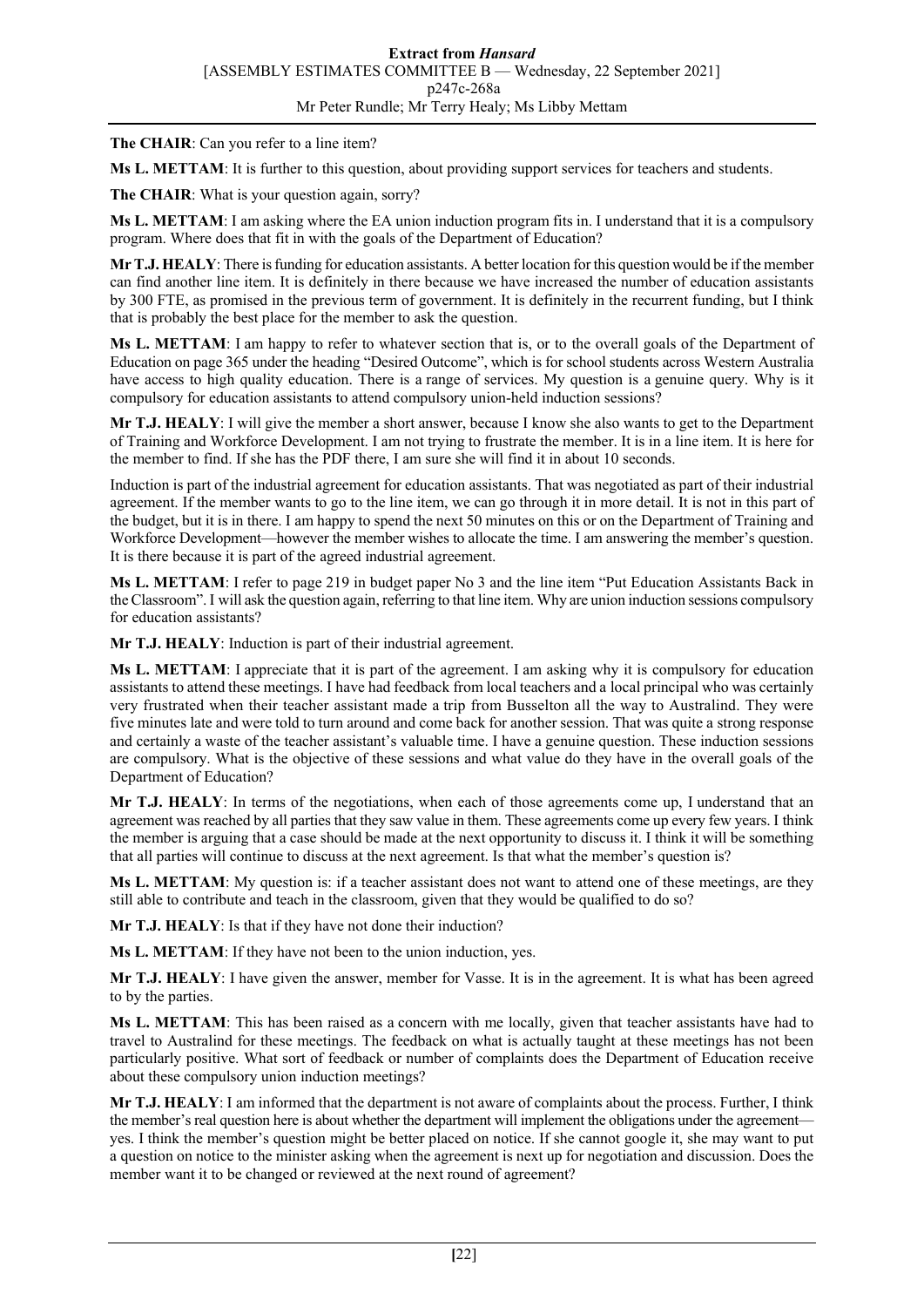**The CHAIR**: Can you refer to a line item?

**Ms L. METTAM**: It is further to this question, about providing support services for teachers and students.

**The CHAIR**: What is your question again, sorry?

**Ms L. METTAM**: I am asking where the EA union induction program fits in. I understand that it is a compulsory program. Where does that fit in with the goals of the Department of Education?

**Mr T.J. HEALY**: There is funding for education assistants. A better location for this question would be if the member can find another line item. It is definitely in there because we have increased the number of education assistants by 300 FTE, as promised in the previous term of government. It is definitely in the recurrent funding, but I think that is probably the best place for the member to ask the question.

**Ms L. METTAM**: I am happy to refer to whatever section that is, or to the overall goals of the Department of Education on page 365 under the heading "Desired Outcome", which is for school students across Western Australia have access to high quality education. There is a range of services. My question is a genuine query. Why is it compulsory for education assistants to attend compulsory union-held induction sessions?

**Mr T.J. HEALY**: I will give the member a short answer, because I know she also wants to get to the Department of Training and Workforce Development. I am not trying to frustrate the member. It is in a line item. It is here for the member to find. If she has the PDF there, I am sure she will find it in about 10 seconds.

Induction is part of the industrial agreement for education assistants. That was negotiated as part of their industrial agreement. If the member wants to go to the line item, we can go through it in more detail. It is not in this part of the budget, but it is in there. I am happy to spend the next 50 minutes on this or on the Department of Training and Workforce Development—however the member wishes to allocate the time. I am answering the member's question. It is there because it is part of the agreed industrial agreement.

**Ms L. METTAM**: I refer to page 219 in budget paper No 3 and the line item "Put Education Assistants Back in the Classroom". I will ask the question again, referring to that line item. Why are union induction sessions compulsory for education assistants?

**Mr T.J. HEALY**: Induction is part of their industrial agreement.

**Ms L. METTAM**: I appreciate that it is part of the agreement. I am asking why it is compulsory for education assistants to attend these meetings. I have had feedback from local teachers and a local principal who was certainly very frustrated when their teacher assistant made a trip from Busselton all the way to Australind. They were five minutes late and were told to turn around and come back for another session. That was quite a strong response and certainly a waste of the teacher assistant's valuable time. I have a genuine question. These induction sessions are compulsory. What is the objective of these sessions and what value do they have in the overall goals of the Department of Education?

**Mr T.J. HEALY**: In terms of the negotiations, when each of those agreements come up, I understand that an agreement was reached by all parties that they saw value in them. These agreements come up every few years. I think the member is arguing that a case should be made at the next opportunity to discuss it. I think it will be something that all parties will continue to discuss at the next agreement. Is that what the member's question is?

**Ms L. METTAM**: My question is: if a teacher assistant does not want to attend one of these meetings, are they still able to contribute and teach in the classroom, given that they would be qualified to do so?

**Mr T.J. HEALY**: Is that if they have not done their induction?

**Ms L. METTAM**: If they have not been to the union induction, yes.

**Mr T.J. HEALY**: I have given the answer, member for Vasse. It is in the agreement. It is what has been agreed to by the parties.

**Ms L. METTAM**: This has been raised as a concern with me locally, given that teacher assistants have had to travel to Australind for these meetings. The feedback on what is actually taught at these meetings has not been particularly positive. What sort of feedback or number of complaints does the Department of Education receive about these compulsory union induction meetings?

**Mr T.J. HEALY**: I am informed that the department is not aware of complaints about the process. Further, I think the member's real question here is about whether the department will implement the obligations under the agreement—yes. I think the member's question might be better placed on notice. If she cannot google it, she may want to put a question on notice to the minister asking when the agreement is next up for negotiation and discussion. Does the member want it to be changed or reviewed at the next round of agreement?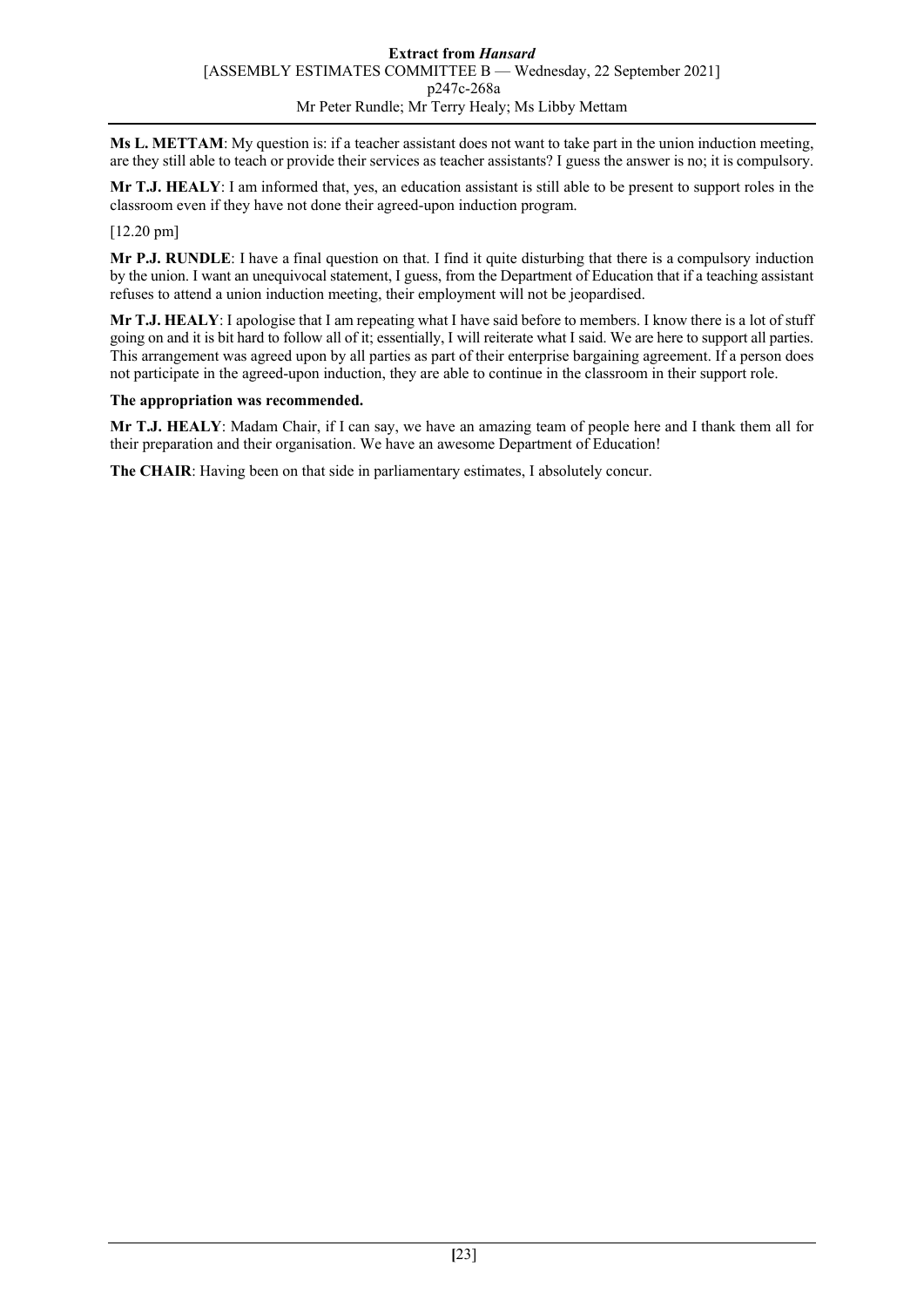**Ms L. METTAM**: My question is: if a teacher assistant does not want to take part in the union induction meeting, are they still able to teach or provide their services as teacher assistants? I guess the answer is no; it is compulsory.

**Mr T.J. HEALY**: I am informed that, yes, an education assistant is still able to be present to support roles in the classroom even if they have not done their agreed-upon induction program.

[12.20 pm]

**Mr P.J. RUNDLE**: I have a final question on that. I find it quite disturbing that there is a compulsory induction by the union. I want an unequivocal statement, I guess, from the Department of Education that if a teaching assistant refuses to attend a union induction meeting, their employment will not be jeopardised.

**Mr T.J. HEALY**: I apologise that I am repeating what I have said before to members. I know there is a lot of stuff going on and it is bit hard to follow all of it; essentially, I will reiterate what I said. We are here to support all parties. This arrangement was agreed upon by all parties as part of their enterprise bargaining agreement. If a person does not participate in the agreed-upon induction, they are able to continue in the classroom in their support role.

**The appropriation was recommended.**

**Mr T.J. HEALY**: Madam Chair, if I can say, we have an amazing team of people here and I thank them all for their preparation and their organisation. We have an awesome Department of Education!

**The CHAIR**: Having been on that side in parliamentary estimates, I absolutely concur.